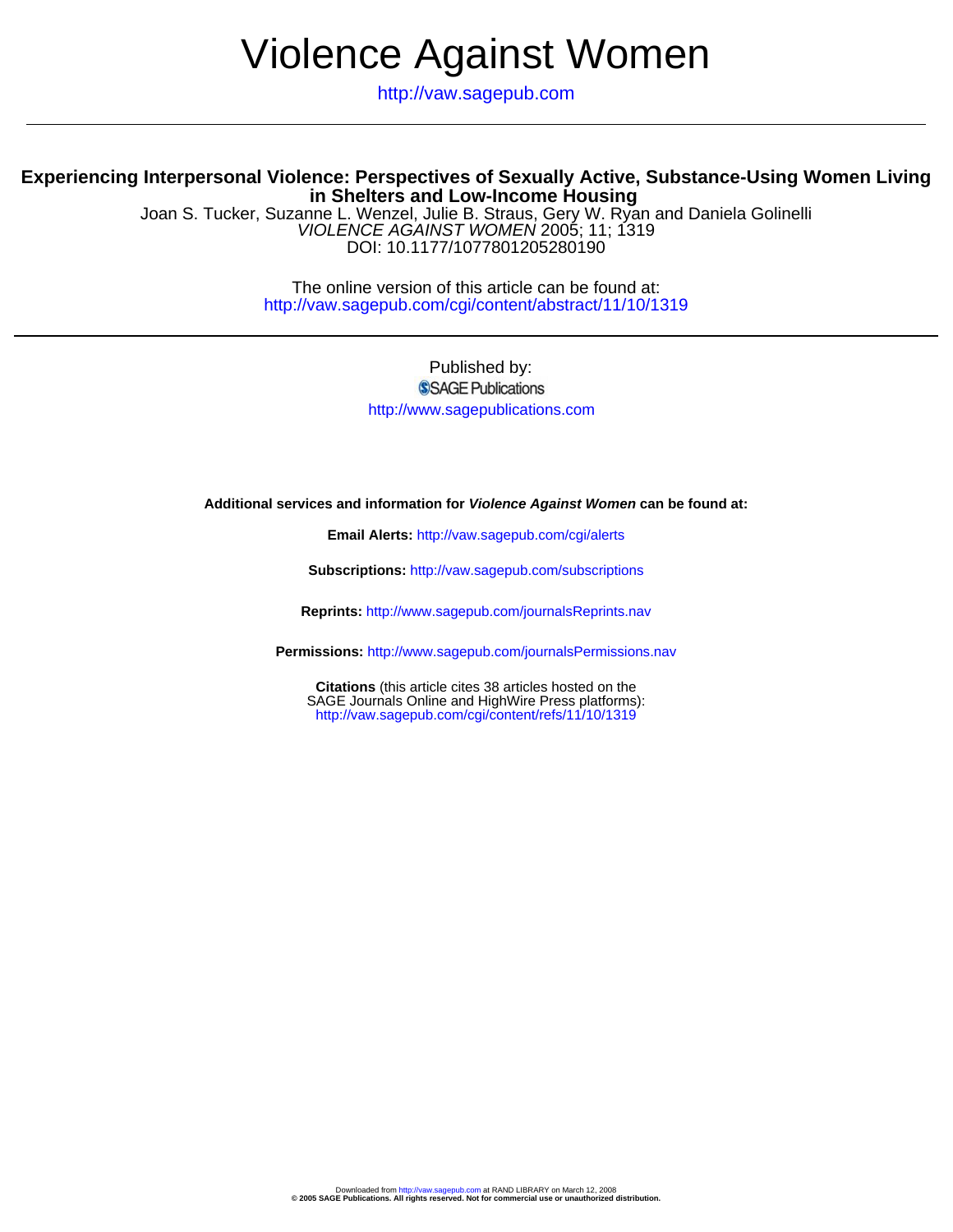# Violence Against Women

http://vaw.sagepub.com

---

## Experiencing Interpersonal Violence: Perspectives of Sexually Active, Substance-Using Women Living in Shelters and Low-Income Housing

Joan S. Tucker, Suzanne L. Wenzel, Julie B. Straus, Gery W. Ryan and Daniela Golinelli
*VIOLENCE AGAINST WOMEN* 2005; 11; 1319
DOI: 10.1177/1077801205280190

The online version of this article can be found at:
http://vaw.sagepub.com/cgi/content/abstract/11/10/1319

---

Published by:
SAGE Publications
http://www.sagepublications.com

**Additional services and information for *Violence Against Women* can be found at:**

**Email Alerts:** http://vaw.sagepub.com/cgi/alerts

**Subscriptions:** http://vaw.sagepub.com/subscriptions

**Reprints:** http://www.sagepub.com/journalsReprints.nav

**Permissions:** http://www.sagepub.com/journalsPermissions.nav

**Citations** (this article cites 38 articles hosted on the SAGE Journals Online and HighWire Press platforms):
http://vaw.sagepub.com/cgi/content/refs/11/10/1319

Downloaded from http://vaw.sagepub.com at RAND LIBRARY on March 12, 2008
**© 2005 SAGE Publications. All rights reserved. Not for commercial use or unauthorized distribution.**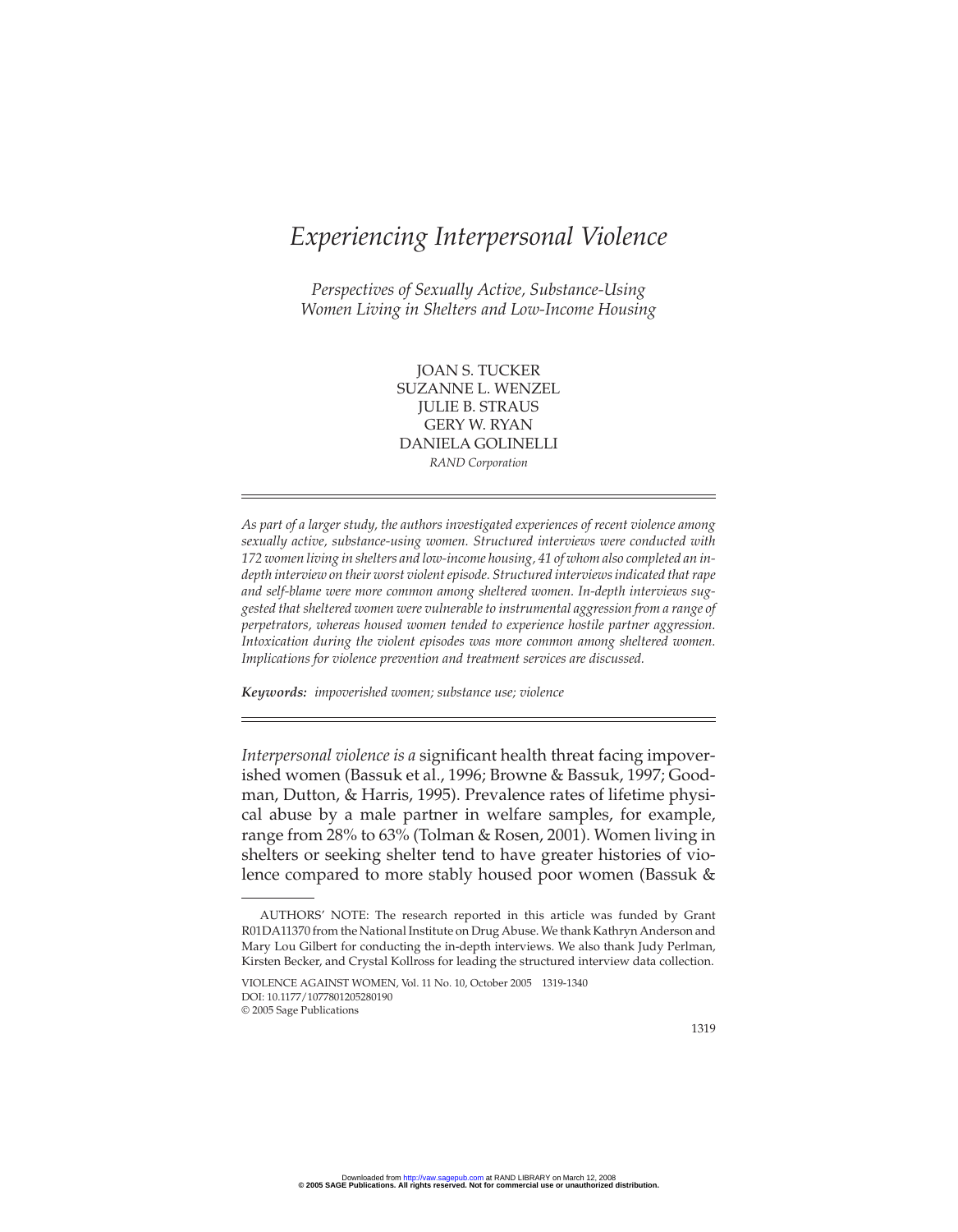# *Experiencing Interpersonal Violence*

*Perspectives of Sexually Active, Substance-Using Women Living in Shelters and Low-Income Housing*

JOAN S. TUCKER
SUZANNE L. WENZEL
JULIE B. STRAUS
GERY W. RYAN
DANIELA GOLINELLI
*RAND Corporation*

*As part of a larger study, the authors investigated experiences of recent violence among sexually active, substance-using women. Structured interviews were conducted with 172 women living in shelters and low-income housing, 41 of whom also completed an in-depth interview on their worst violent episode. Structured interviews indicated that rape and self-blame were more common among sheltered women. In-depth interviews suggested that sheltered women were vulnerable to instrumental aggression from a range of perpetrators, whereas housed women tended to experience hostile partner aggression. Intoxication during the violent episodes was more common among sheltered women. Implications for violence prevention and treatment services are discussed.*

***Keywords:*** *impoverished women; substance use; violence*

*Interpersonal violence is a* significant health threat facing impoverished women (Bassuk et al., 1996; Browne & Bassuk, 1997; Goodman, Dutton, & Harris, 1995). Prevalence rates of lifetime physical abuse by a male partner in welfare samples, for example, range from 28% to 63% (Tolman & Rosen, 2001). Women living in shelters or seeking shelter tend to have greater histories of violence compared to more stably housed poor women (Bassuk &

AUTHORS' NOTE: The research reported in this article was funded by Grant R01DA11370 from the National Institute on Drug Abuse. We thank Kathryn Anderson and Mary Lou Gilbert for conducting the in-depth interviews. We also thank Judy Perlman, Kirsten Becker, and Crystal Kollross for leading the structured interview data collection.

VIOLENCE AGAINST WOMEN, Vol. 11 No. 10, October 2005 1319-1340
DOI: 10.1177/1077801205280190
© 2005 Sage Publications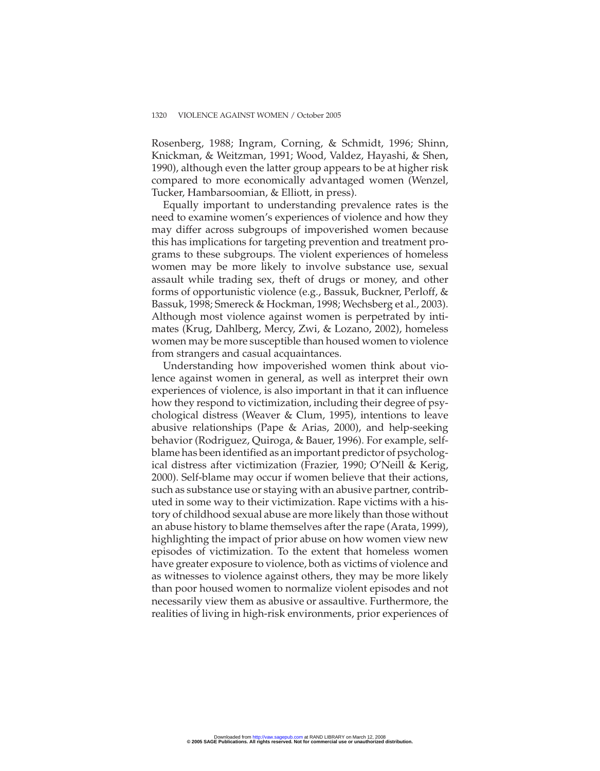Rosenberg, 1988; Ingram, Corning, & Schmidt, 1996; Shinn, Knickman, & Weitzman, 1991; Wood, Valdez, Hayashi, & Shen, 1990), although even the latter group appears to be at higher risk compared to more economically advantaged women (Wenzel, Tucker, Hambarsoomian, & Elliott, in press).

Equally important to understanding prevalence rates is the need to examine women's experiences of violence and how they may differ across subgroups of impoverished women because this has implications for targeting prevention and treatment programs to these subgroups. The violent experiences of homeless women may be more likely to involve substance use, sexual assault while trading sex, theft of drugs or money, and other forms of opportunistic violence (e.g., Bassuk, Buckner, Perloff, & Bassuk, 1998; Smereck & Hockman, 1998; Wechsberg et al., 2003). Although most violence against women is perpetrated by intimates (Krug, Dahlberg, Mercy, Zwi, & Lozano, 2002), homeless women may be more susceptible than housed women to violence from strangers and casual acquaintances.

Understanding how impoverished women think about violence against women in general, as well as interpret their own experiences of violence, is also important in that it can influence how they respond to victimization, including their degree of psychological distress (Weaver & Clum, 1995), intentions to leave abusive relationships (Pape & Arias, 2000), and help-seeking behavior (Rodriguez, Quiroga, & Bauer, 1996). For example, self-blame has been identified as an important predictor of psychological distress after victimization (Frazier, 1990; O'Neill & Kerig, 2000). Self-blame may occur if women believe that their actions, such as substance use or staying with an abusive partner, contributed in some way to their victimization. Rape victims with a history of childhood sexual abuse are more likely than those without an abuse history to blame themselves after the rape (Arata, 1999), highlighting the impact of prior abuse on how women view new episodes of victimization. To the extent that homeless women have greater exposure to violence, both as victims of violence and as witnesses to violence against others, they may be more likely than poor housed women to normalize violent episodes and not necessarily view them as abusive or assaultive. Furthermore, the realities of living in high-risk environments, prior experiences of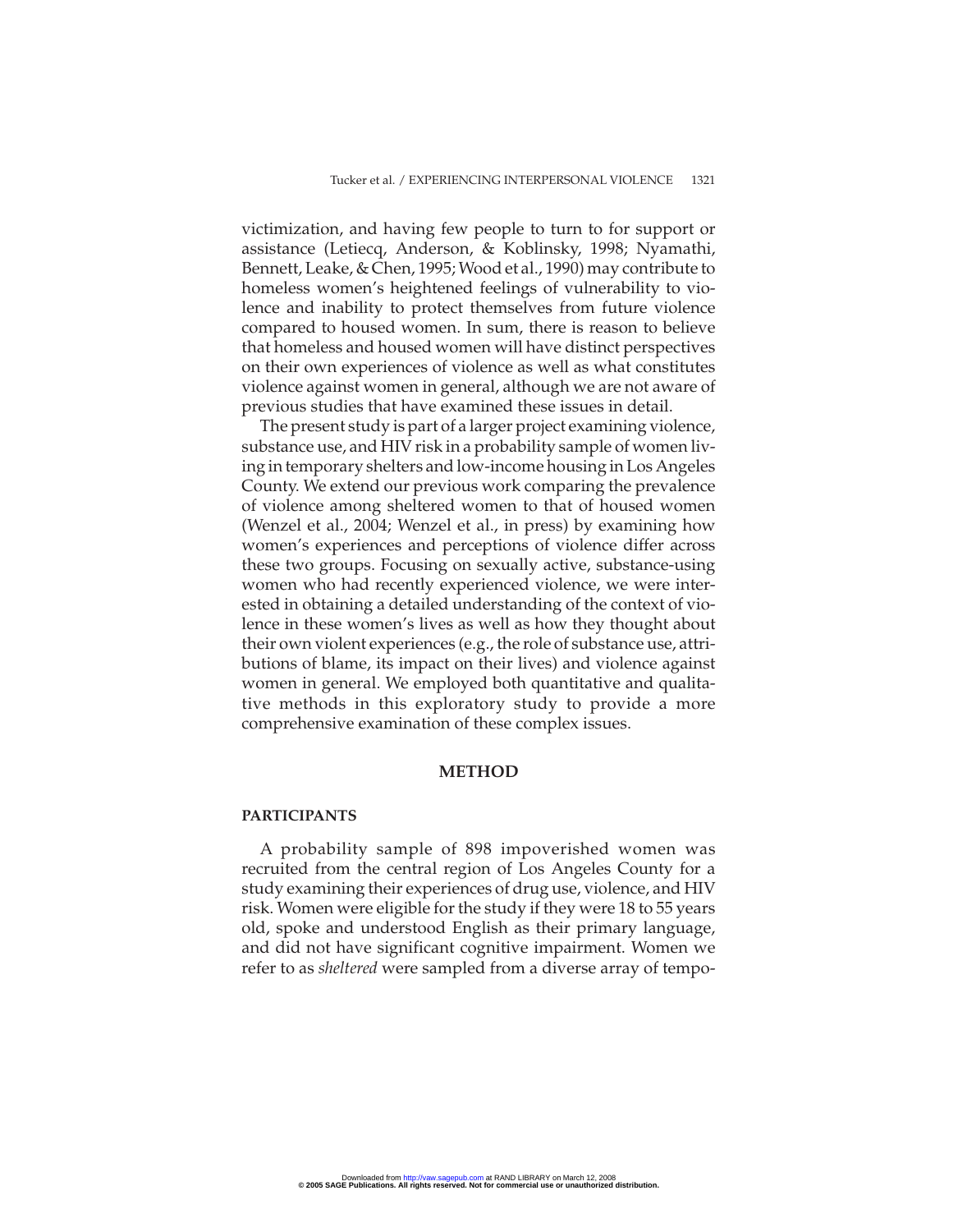victimization, and having few people to turn to for support or assistance (Letiecq, Anderson, & Koblinsky, 1998; Nyamathi, Bennett, Leake, & Chen, 1995; Wood et al., 1990) may contribute to homeless women's heightened feelings of vulnerability to violence and inability to protect themselves from future violence compared to housed women. In sum, there is reason to believe that homeless and housed women will have distinct perspectives on their own experiences of violence as well as what constitutes violence against women in general, although we are not aware of previous studies that have examined these issues in detail.

The present study is part of a larger project examining violence, substance use, and HIV risk in a probability sample of women living in temporary shelters and low-income housing in Los Angeles County. We extend our previous work comparing the prevalence of violence among sheltered women to that of housed women (Wenzel et al., 2004; Wenzel et al., in press) by examining how women's experiences and perceptions of violence differ across these two groups. Focusing on sexually active, substance-using women who had recently experienced violence, we were interested in obtaining a detailed understanding of the context of violence in these women's lives as well as how they thought about their own violent experiences (e.g., the role of substance use, attributions of blame, its impact on their lives) and violence against women in general. We employed both quantitative and qualitative methods in this exploratory study to provide a more comprehensive examination of these complex issues.

## METHOD

### PARTICIPANTS

A probability sample of 898 impoverished women was recruited from the central region of Los Angeles County for a study examining their experiences of drug use, violence, and HIV risk. Women were eligible for the study if they were 18 to 55 years old, spoke and understood English as their primary language, and did not have significant cognitive impairment. Women we refer to as *sheltered* were sampled from a diverse array of tempo-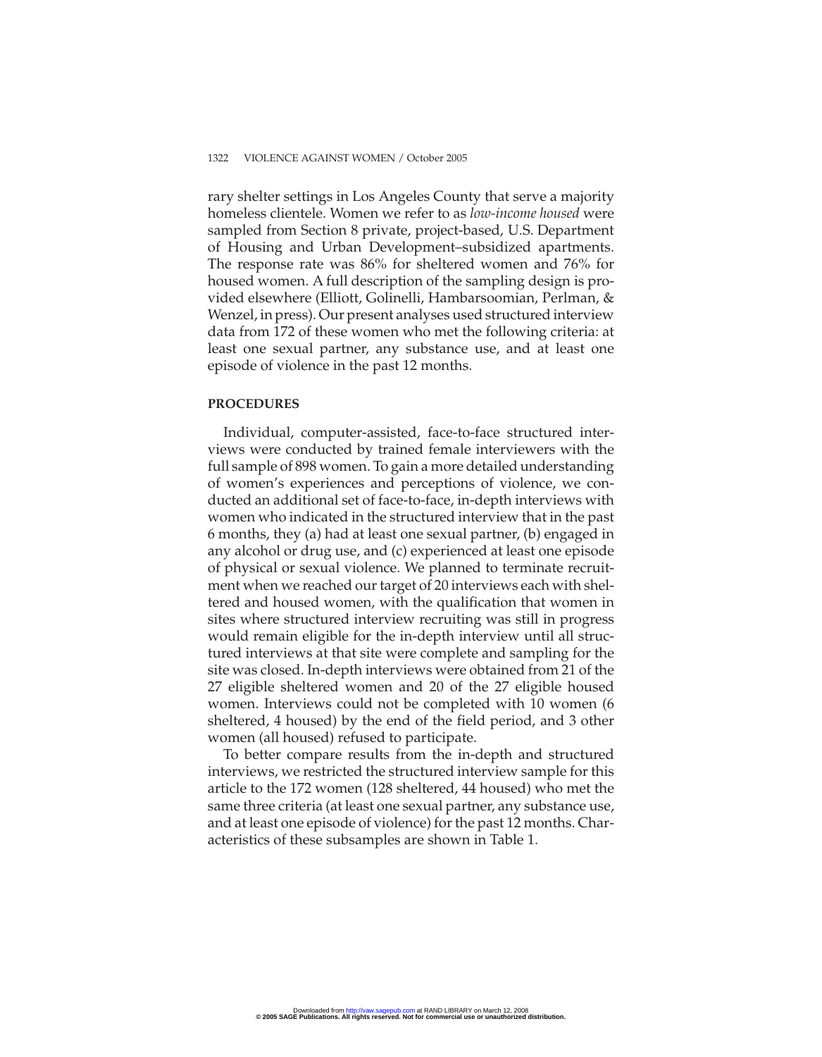rary shelter settings in Los Angeles County that serve a majority homeless clientele. Women we refer to as *low-income housed* were sampled from Section 8 private, project-based, U.S. Department of Housing and Urban Development–subsidized apartments. The response rate was 86% for sheltered women and 76% for housed women. A full description of the sampling design is provided elsewhere (Elliott, Golinelli, Hambarsoomian, Perlman, & Wenzel, in press). Our present analyses used structured interview data from 172 of these women who met the following criteria: at least one sexual partner, any substance use, and at least one episode of violence in the past 12 months.

## PROCEDURES

Individual, computer-assisted, face-to-face structured interviews were conducted by trained female interviewers with the full sample of 898 women. To gain a more detailed understanding of women's experiences and perceptions of violence, we conducted an additional set of face-to-face, in-depth interviews with women who indicated in the structured interview that in the past 6 months, they (a) had at least one sexual partner, (b) engaged in any alcohol or drug use, and (c) experienced at least one episode of physical or sexual violence. We planned to terminate recruitment when we reached our target of 20 interviews each with sheltered and housed women, with the qualification that women in sites where structured interview recruiting was still in progress would remain eligible for the in-depth interview until all structured interviews at that site were complete and sampling for the site was closed. In-depth interviews were obtained from 21 of the 27 eligible sheltered women and 20 of the 27 eligible housed women. Interviews could not be completed with 10 women (6 sheltered, 4 housed) by the end of the field period, and 3 other women (all housed) refused to participate.

To better compare results from the in-depth and structured interviews, we restricted the structured interview sample for this article to the 172 women (128 sheltered, 44 housed) who met the same three criteria (at least one sexual partner, any substance use, and at least one episode of violence) for the past 12 months. Characteristics of these subsamples are shown in Table 1.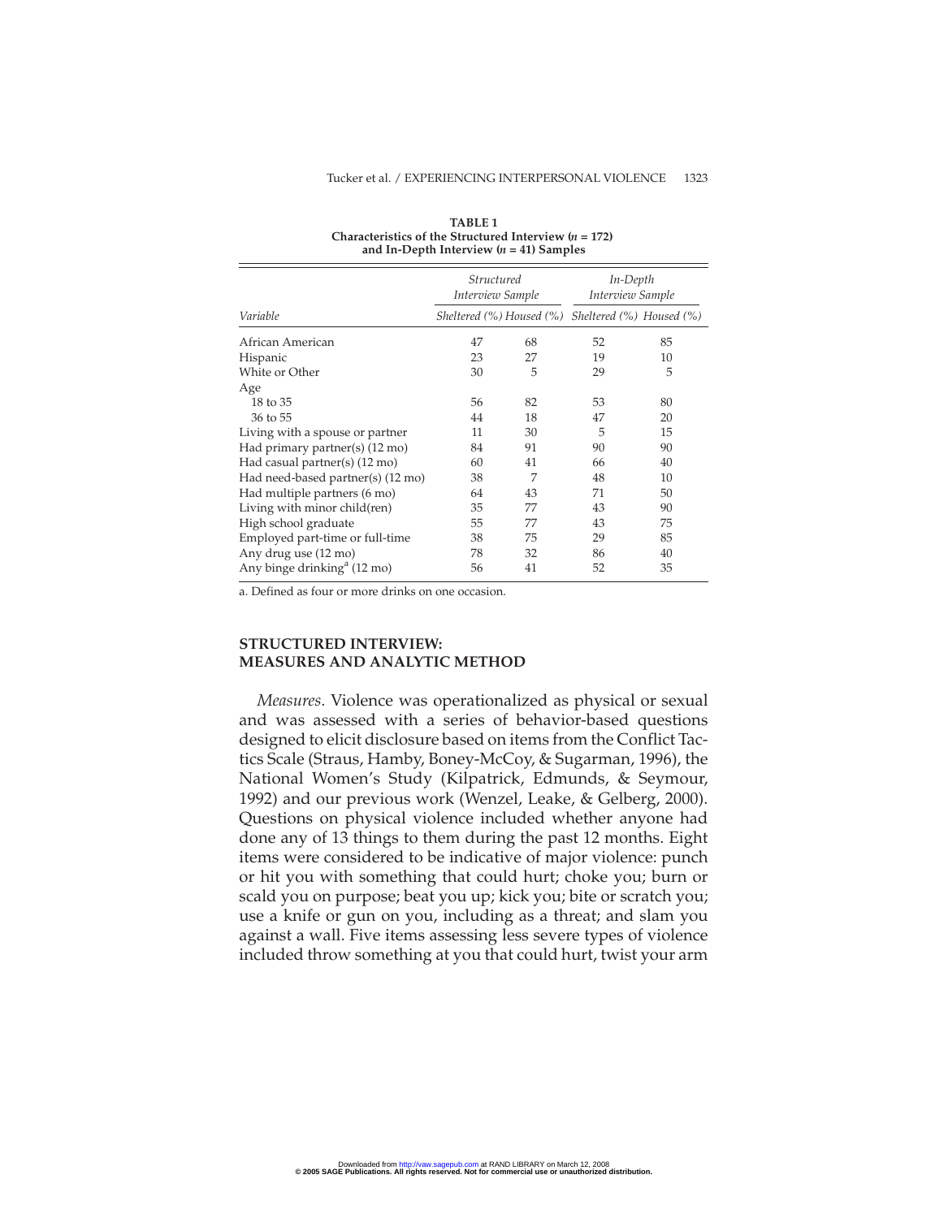**TABLE 1**
**Characteristics of the Structured Interview ($n$ = 172) and In-Depth Interview ($n$ = 41) Samples**

| Variable | *Structured Interview Sample* | | *In-Depth Interview Sample* | |
|---|---|---|---|---|
| | *Sheltered (%)* | *Housed (%)* | *Sheltered (%)* | *Housed (%)* |
| African American | 47 | 68 | 52 | 85 |
| Hispanic | 23 | 27 | 19 | 10 |
| White or Other | 30 | 5 | 29 | 5 |
| Age | | | | |
| 18 to 35 | 56 | 82 | 53 | 80 |
| 36 to 55 | 44 | 18 | 47 | 20 |
| Living with a spouse or partner | 11 | 30 | 5 | 15 |
| Had primary partner(s) (12 mo) | 84 | 91 | 90 | 90 |
| Had casual partner(s) (12 mo) | 60 | 41 | 66 | 40 |
| Had need-based partner(s) (12 mo) | 38 | 7 | 48 | 10 |
| Had multiple partners (6 mo) | 64 | 43 | 71 | 50 |
| Living with minor child(ren) | 35 | 77 | 43 | 90 |
| High school graduate | 55 | 77 | 43 | 75 |
| Employed part-time or full-time | 38 | 75 | 29 | 85 |
| Any drug use (12 mo) | 78 | 32 | 86 | 40 |
| Any binge drinking[a] (12 mo) | 56 | 41 | 52 | 35 |

a. Defined as four or more drinks on one occasion.

## STRUCTURED INTERVIEW: MEASURES AND ANALYTIC METHOD

*Measures*. Violence was operationalized as physical or sexual and was assessed with a series of behavior-based questions designed to elicit disclosure based on items from the Conflict Tactics Scale (Straus, Hamby, Boney-McCoy, & Sugarman, 1996), the National Women's Study (Kilpatrick, Edmunds, & Seymour, 1992) and our previous work (Wenzel, Leake, & Gelberg, 2000). Questions on physical violence included whether anyone had done any of 13 things to them during the past 12 months. Eight items were considered to be indicative of major violence: punch or hit you with something that could hurt; choke you; burn or scald you on purpose; beat you up; kick you; bite or scratch you; use a knife or gun on you, including as a threat; and slam you against a wall. Five items assessing less severe types of violence included throw something at you that could hurt, twist your arm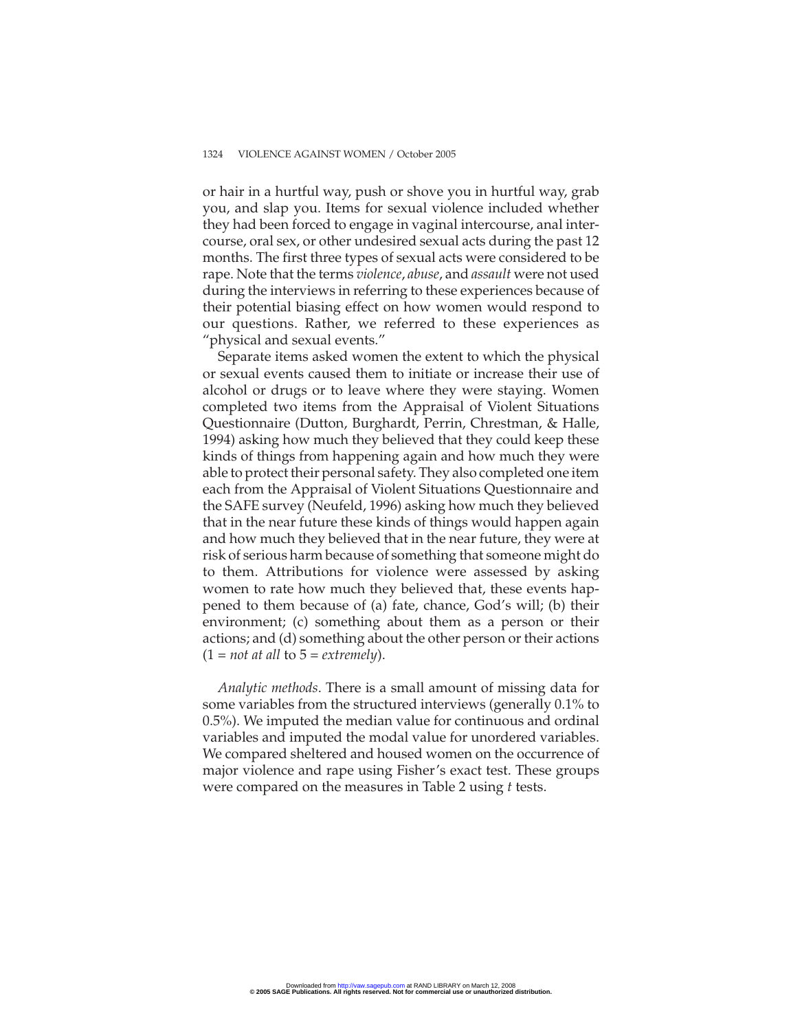or hair in a hurtful way, push or shove you in hurtful way, grab you, and slap you. Items for sexual violence included whether they had been forced to engage in vaginal intercourse, anal intercourse, oral sex, or other undesired sexual acts during the past 12 months. The first three types of sexual acts were considered to be rape. Note that the terms *violence*, *abuse*, and *assault* were not used during the interviews in referring to these experiences because of their potential biasing effect on how women would respond to our questions. Rather, we referred to these experiences as "physical and sexual events."

Separate items asked women the extent to which the physical or sexual events caused them to initiate or increase their use of alcohol or drugs or to leave where they were staying. Women completed two items from the Appraisal of Violent Situations Questionnaire (Dutton, Burghardt, Perrin, Chrestman, & Halle, 1994) asking how much they believed that they could keep these kinds of things from happening again and how much they were able to protect their personal safety. They also completed one item each from the Appraisal of Violent Situations Questionnaire and the SAFE survey (Neufeld, 1996) asking how much they believed that in the near future these kinds of things would happen again and how much they believed that in the near future, they were at risk of serious harm because of something that someone might do to them. Attributions for violence were assessed by asking women to rate how much they believed that, these events happened to them because of (a) fate, chance, God's will; (b) their environment; (c) something about them as a person or their actions; and (d) something about the other person or their actions (1 = *not at all* to 5 = *extremely*).

*Analytic methods*. There is a small amount of missing data for some variables from the structured interviews (generally 0.1% to 0.5%). We imputed the median value for continuous and ordinal variables and imputed the modal value for unordered variables. We compared sheltered and housed women on the occurrence of major violence and rape using Fisher's exact test. These groups were compared on the measures in Table 2 using *t* tests.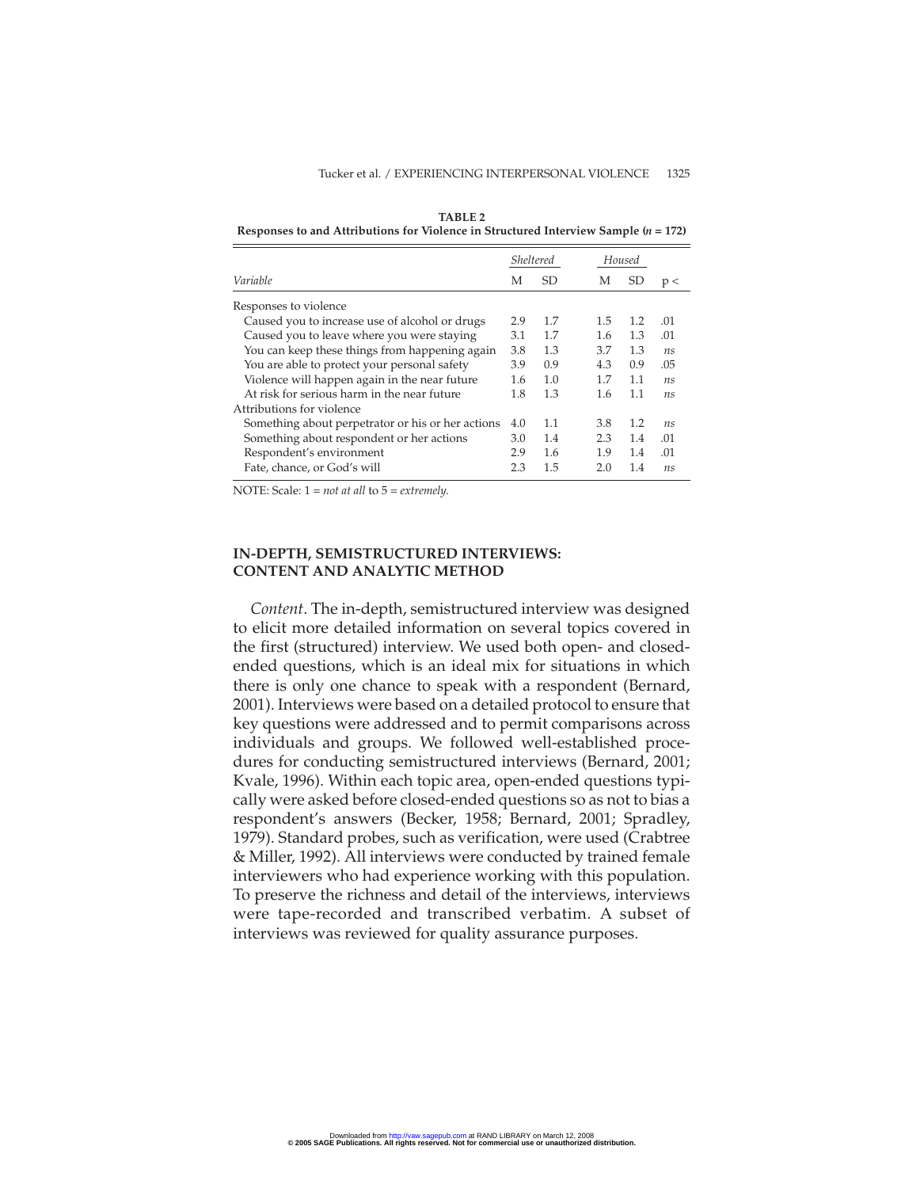**TABLE 2**
**Responses to and Attributions for Violence in Structured Interview Sample ($n$ = 172)**

| | *Sheltered* | | *Housed* | | |
|---|---|---|---|---|---|
| *Variable* | M | SD | M | SD | p < |
| Responses to violence | | | | | |
| Caused you to increase use of alcohol or drugs | 2.9 | 1.7 | 1.5 | 1.2 | .01 |
| Caused you to leave where you were staying | 3.1 | 1.7 | 1.6 | 1.3 | .01 |
| You can keep these things from happening again | 3.8 | 1.3 | 3.7 | 1.3 | *ns* |
| You are able to protect your personal safety | 3.9 | 0.9 | 4.3 | 0.9 | .05 |
| Violence will happen again in the near future | 1.6 | 1.0 | 1.7 | 1.1 | *ns* |
| At risk for serious harm in the near future | 1.8 | 1.3 | 1.6 | 1.1 | *ns* |
| Attributions for violence | | | | | |
| Something about perpetrator or his or her actions | 4.0 | 1.1 | 3.8 | 1.2 | *ns* |
| Something about respondent or her actions | 3.0 | 1.4 | 2.3 | 1.4 | .01 |
| Respondent's environment | 2.9 | 1.6 | 1.9 | 1.4 | .01 |
| Fate, chance, or God's will | 2.3 | 1.5 | 2.0 | 1.4 | *ns* |

NOTE: Scale: 1 = *not at all* to 5 = *extremely.*

## IN-DEPTH, SEMISTRUCTURED INTERVIEWS: CONTENT AND ANALYTIC METHOD

*Content*. The in-depth, semistructured interview was designed to elicit more detailed information on several topics covered in the first (structured) interview. We used both open- and closed-ended questions, which is an ideal mix for situations in which there is only one chance to speak with a respondent (Bernard, 2001). Interviews were based on a detailed protocol to ensure that key questions were addressed and to permit comparisons across individuals and groups. We followed well-established procedures for conducting semistructured interviews (Bernard, 2001; Kvale, 1996). Within each topic area, open-ended questions typically were asked before closed-ended questions so as not to bias a respondent's answers (Becker, 1958; Bernard, 2001; Spradley, 1979). Standard probes, such as verification, were used (Crabtree & Miller, 1992). All interviews were conducted by trained female interviewers who had experience working with this population. To preserve the richness and detail of the interviews, interviews were tape-recorded and transcribed verbatim. A subset of interviews was reviewed for quality assurance purposes.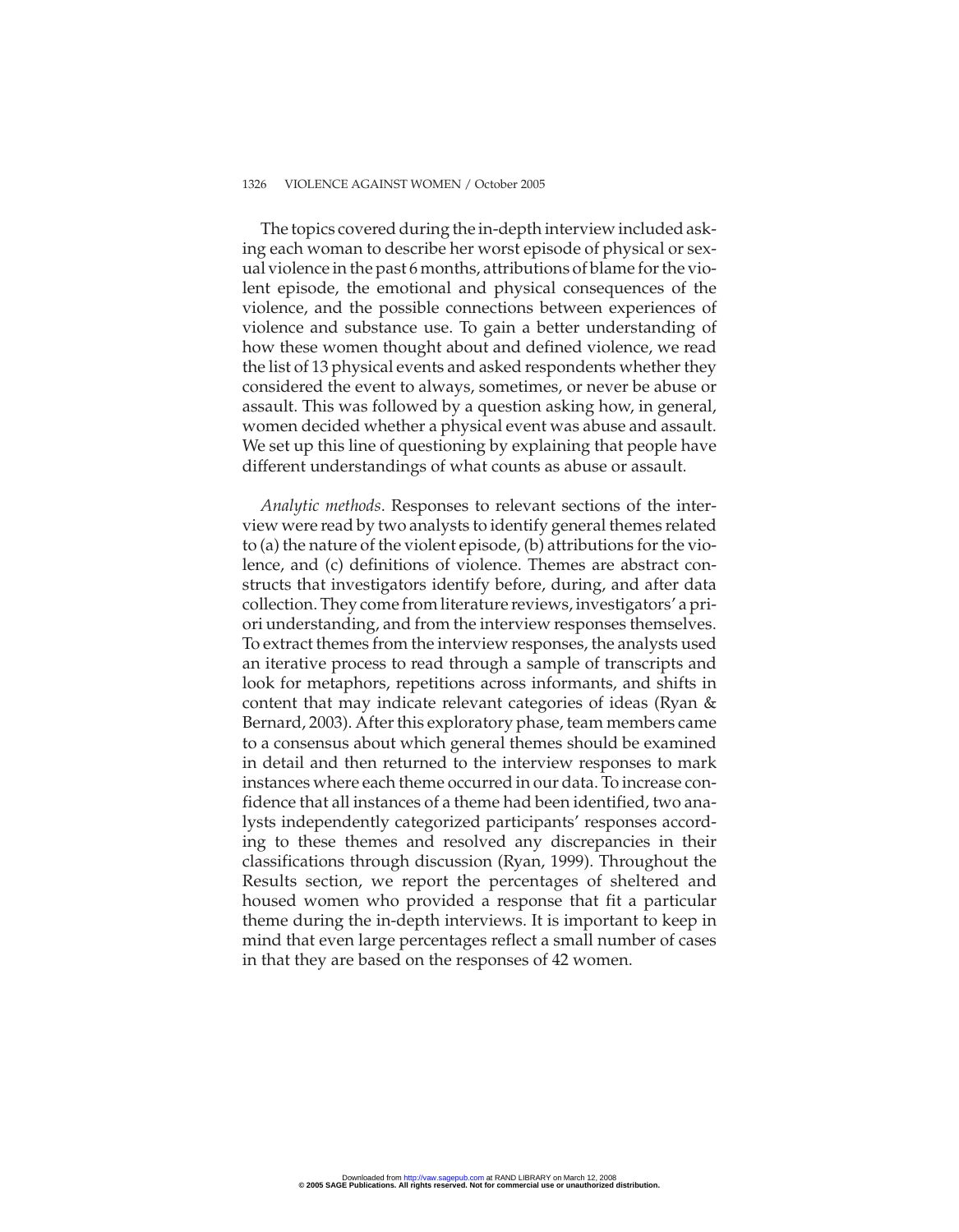The topics covered during the in-depth interview included asking each woman to describe her worst episode of physical or sexual violence in the past 6 months, attributions of blame for the violent episode, the emotional and physical consequences of the violence, and the possible connections between experiences of violence and substance use. To gain a better understanding of how these women thought about and defined violence, we read the list of 13 physical events and asked respondents whether they considered the event to always, sometimes, or never be abuse or assault. This was followed by a question asking how, in general, women decided whether a physical event was abuse and assault. We set up this line of questioning by explaining that people have different understandings of what counts as abuse or assault.

*Analytic methods*. Responses to relevant sections of the interview were read by two analysts to identify general themes related to (a) the nature of the violent episode, (b) attributions for the violence, and (c) definitions of violence. Themes are abstract constructs that investigators identify before, during, and after data collection. They come from literature reviews, investigators' a priori understanding, and from the interview responses themselves. To extract themes from the interview responses, the analysts used an iterative process to read through a sample of transcripts and look for metaphors, repetitions across informants, and shifts in content that may indicate relevant categories of ideas (Ryan & Bernard, 2003). After this exploratory phase, team members came to a consensus about which general themes should be examined in detail and then returned to the interview responses to mark instances where each theme occurred in our data. To increase confidence that all instances of a theme had been identified, two analysts independently categorized participants' responses according to these themes and resolved any discrepancies in their classifications through discussion (Ryan, 1999). Throughout the Results section, we report the percentages of sheltered and housed women who provided a response that fit a particular theme during the in-depth interviews. It is important to keep in mind that even large percentages reflect a small number of cases in that they are based on the responses of 42 women.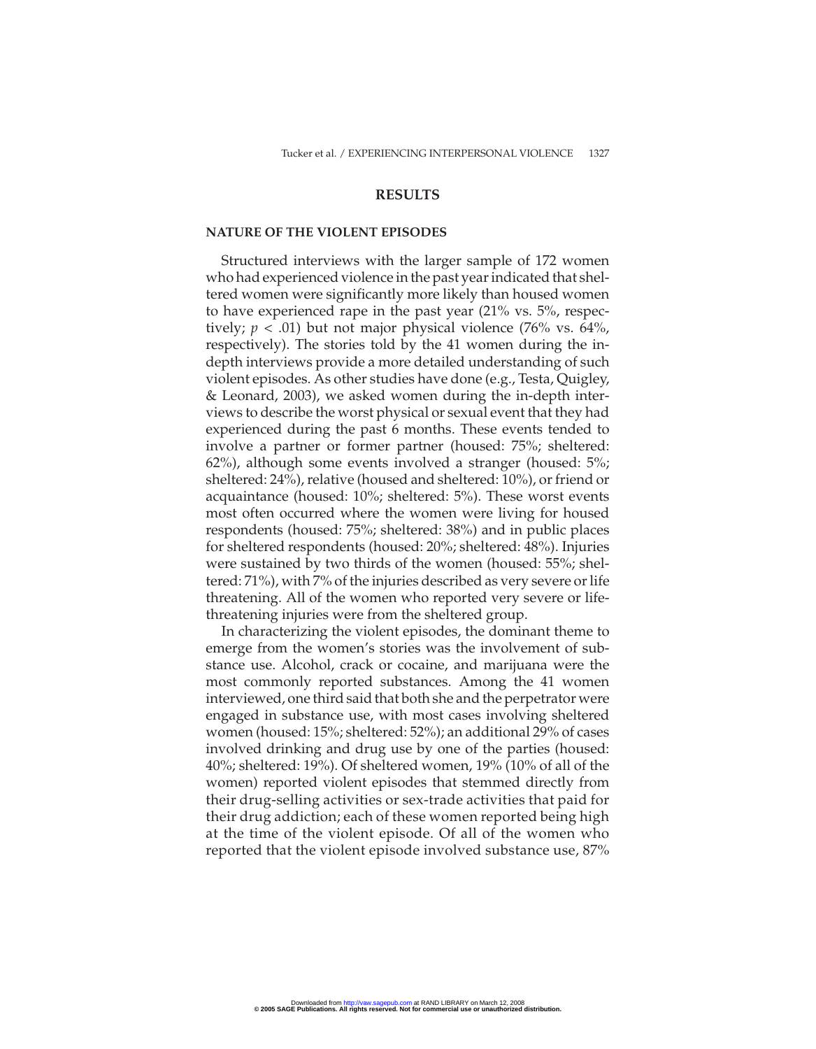## RESULTS

### NATURE OF THE VIOLENT EPISODES

Structured interviews with the larger sample of 172 women who had experienced violence in the past year indicated that sheltered women were significantly more likely than housed women to have experienced rape in the past year (21% vs. 5%, respectively; $p < .01$) but not major physical violence (76% vs. 64%, respectively). The stories told by the 41 women during the in-depth interviews provide a more detailed understanding of such violent episodes. As other studies have done (e.g., Testa, Quigley, & Leonard, 2003), we asked women during the in-depth interviews to describe the worst physical or sexual event that they had experienced during the past 6 months. These events tended to involve a partner or former partner (housed: 75%; sheltered: 62%), although some events involved a stranger (housed: 5%; sheltered: 24%), relative (housed and sheltered: 10%), or friend or acquaintance (housed: 10%; sheltered: 5%). These worst events most often occurred where the women were living for housed respondents (housed: 75%; sheltered: 38%) and in public places for sheltered respondents (housed: 20%; sheltered: 48%). Injuries were sustained by two thirds of the women (housed: 55%; sheltered: 71%), with 7% of the injuries described as very severe or life threatening. All of the women who reported very severe or life-threatening injuries were from the sheltered group.

In characterizing the violent episodes, the dominant theme to emerge from the women's stories was the involvement of substance use. Alcohol, crack or cocaine, and marijuana were the most commonly reported substances. Among the 41 women interviewed, one third said that both she and the perpetrator were engaged in substance use, with most cases involving sheltered women (housed: 15%; sheltered: 52%); an additional 29% of cases involved drinking and drug use by one of the parties (housed: 40%; sheltered: 19%). Of sheltered women, 19% (10% of all of the women) reported violent episodes that stemmed directly from their drug-selling activities or sex-trade activities that paid for their drug addiction; each of these women reported being high at the time of the violent episode. Of all of the women who reported that the violent episode involved substance use, 87%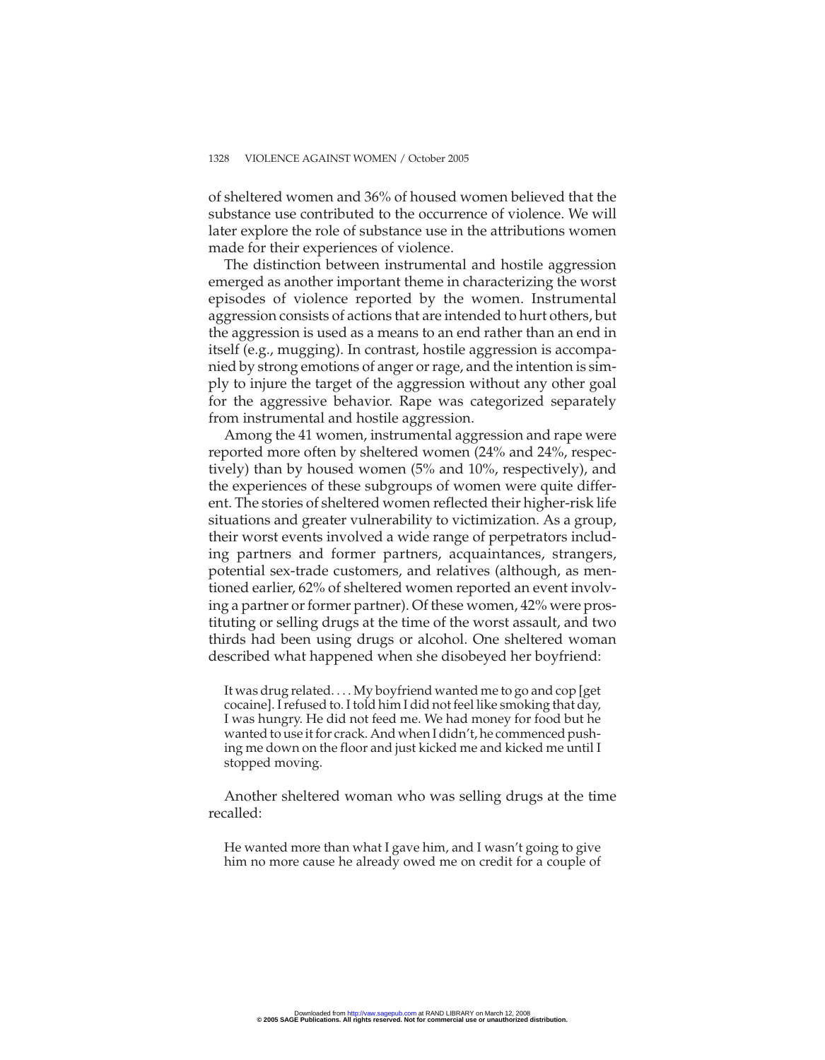of sheltered women and 36% of housed women believed that the substance use contributed to the occurrence of violence. We will later explore the role of substance use in the attributions women made for their experiences of violence.

The distinction between instrumental and hostile aggression emerged as another important theme in characterizing the worst episodes of violence reported by the women. Instrumental aggression consists of actions that are intended to hurt others, but the aggression is used as a means to an end rather than an end in itself (e.g., mugging). In contrast, hostile aggression is accompanied by strong emotions of anger or rage, and the intention is simply to injure the target of the aggression without any other goal for the aggressive behavior. Rape was categorized separately from instrumental and hostile aggression.

Among the 41 women, instrumental aggression and rape were reported more often by sheltered women (24% and 24%, respectively) than by housed women (5% and 10%, respectively), and the experiences of these subgroups of women were quite different. The stories of sheltered women reflected their higher-risk life situations and greater vulnerability to victimization. As a group, their worst events involved a wide range of perpetrators including partners and former partners, acquaintances, strangers, potential sex-trade customers, and relatives (although, as mentioned earlier, 62% of sheltered women reported an event involving a partner or former partner). Of these women, 42% were prostituting or selling drugs at the time of the worst assault, and two thirds had been using drugs or alcohol. One sheltered woman described what happened when she disobeyed her boyfriend:

> It was drug related. . . . My boyfriend wanted me to go and cop [get cocaine]. I refused to. I told him I did not feel like smoking that day, I was hungry. He did not feed me. We had money for food but he wanted to use it for crack. And when I didn't, he commenced pushing me down on the floor and just kicked me and kicked me until I stopped moving.

Another sheltered woman who was selling drugs at the time recalled:

> He wanted more than what I gave him, and I wasn't going to give him no more cause he already owed me on credit for a couple of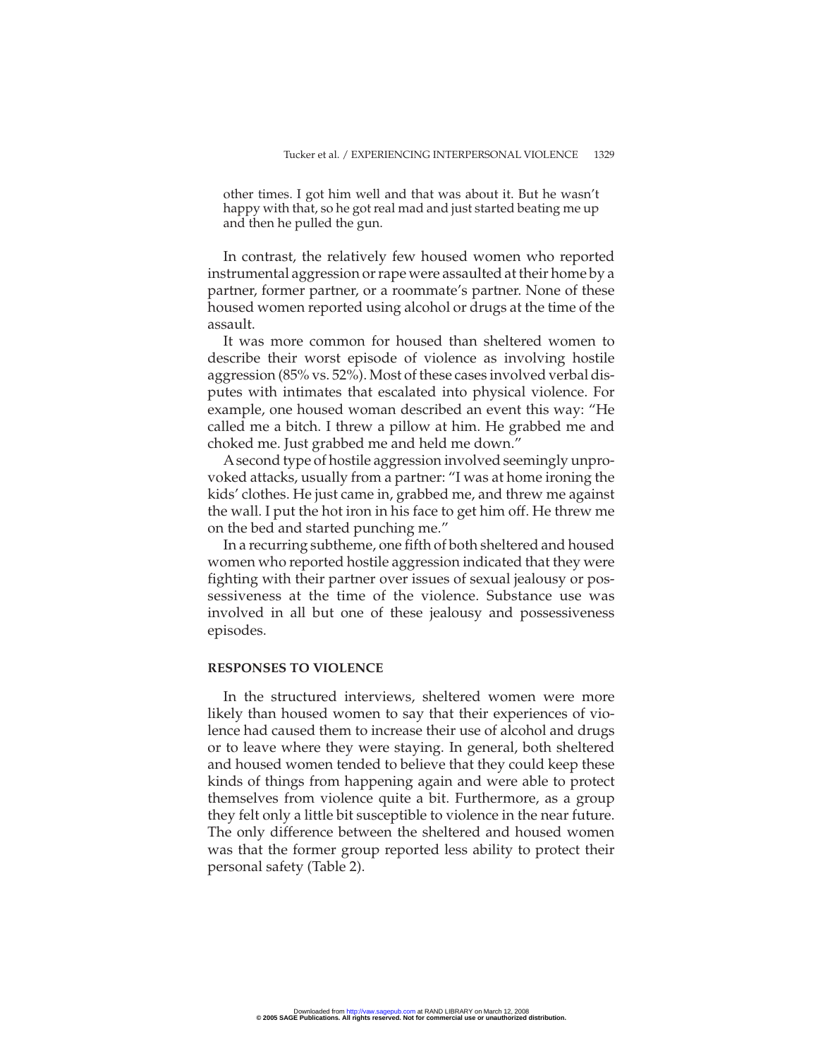other times. I got him well and that was about it. But he wasn't happy with that, so he got real mad and just started beating me up and then he pulled the gun.

In contrast, the relatively few housed women who reported instrumental aggression or rape were assaulted at their home by a partner, former partner, or a roommate's partner. None of these housed women reported using alcohol or drugs at the time of the assault.

It was more common for housed than sheltered women to describe their worst episode of violence as involving hostile aggression (85% vs. 52%). Most of these cases involved verbal disputes with intimates that escalated into physical violence. For example, one housed woman described an event this way: "He called me a bitch. I threw a pillow at him. He grabbed me and choked me. Just grabbed me and held me down."

A second type of hostile aggression involved seemingly unprovoked attacks, usually from a partner: "I was at home ironing the kids' clothes. He just came in, grabbed me, and threw me against the wall. I put the hot iron in his face to get him off. He threw me on the bed and started punching me."

In a recurring subtheme, one fifth of both sheltered and housed women who reported hostile aggression indicated that they were fighting with their partner over issues of sexual jealousy or possessiveness at the time of the violence. Substance use was involved in all but one of these jealousy and possessiveness episodes.

### RESPONSES TO VIOLENCE

In the structured interviews, sheltered women were more likely than housed women to say that their experiences of violence had caused them to increase their use of alcohol and drugs or to leave where they were staying. In general, both sheltered and housed women tended to believe that they could keep these kinds of things from happening again and were able to protect themselves from violence quite a bit. Furthermore, as a group they felt only a little bit susceptible to violence in the near future. The only difference between the sheltered and housed women was that the former group reported less ability to protect their personal safety (Table 2).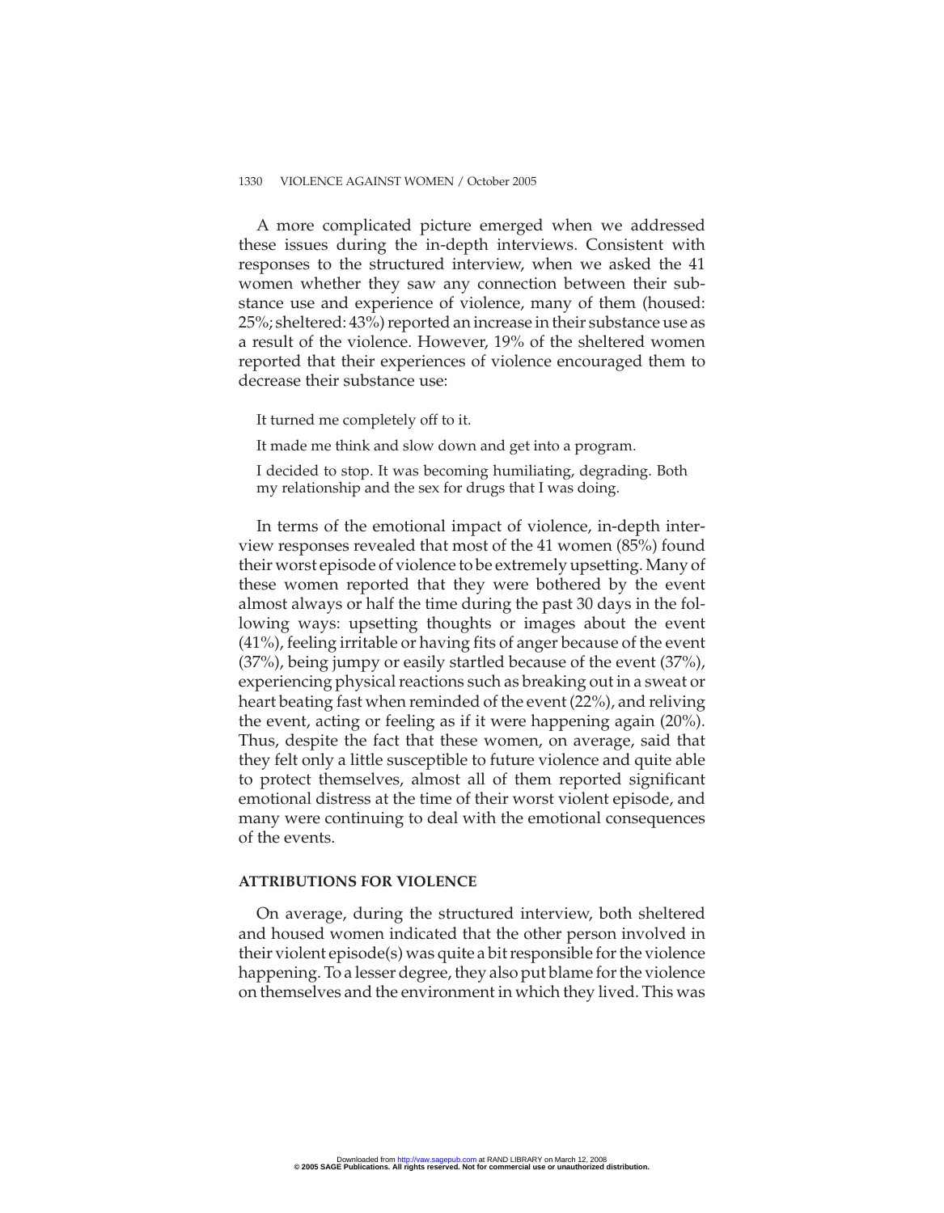A more complicated picture emerged when we addressed these issues during the in-depth interviews. Consistent with responses to the structured interview, when we asked the 41 women whether they saw any connection between their substance use and experience of violence, many of them (housed: 25%; sheltered: 43%) reported an increase in their substance use as a result of the violence. However, 19% of the sheltered women reported that their experiences of violence encouraged them to decrease their substance use:

> It turned me completely off to it.
>
> It made me think and slow down and get into a program.
>
> I decided to stop. It was becoming humiliating, degrading. Both my relationship and the sex for drugs that I was doing.

In terms of the emotional impact of violence, in-depth interview responses revealed that most of the 41 women (85%) found their worst episode of violence to be extremely upsetting. Many of these women reported that they were bothered by the event almost always or half the time during the past 30 days in the following ways: upsetting thoughts or images about the event (41%), feeling irritable or having fits of anger because of the event (37%), being jumpy or easily startled because of the event (37%), experiencing physical reactions such as breaking out in a sweat or heart beating fast when reminded of the event (22%), and reliving the event, acting or feeling as if it were happening again (20%). Thus, despite the fact that these women, on average, said that they felt only a little susceptible to future violence and quite able to protect themselves, almost all of them reported significant emotional distress at the time of their worst violent episode, and many were continuing to deal with the emotional consequences of the events.

### ATTRIBUTIONS FOR VIOLENCE

On average, during the structured interview, both sheltered and housed women indicated that the other person involved in their violent episode(s) was quite a bit responsible for the violence happening. To a lesser degree, they also put blame for the violence on themselves and the environment in which they lived. This was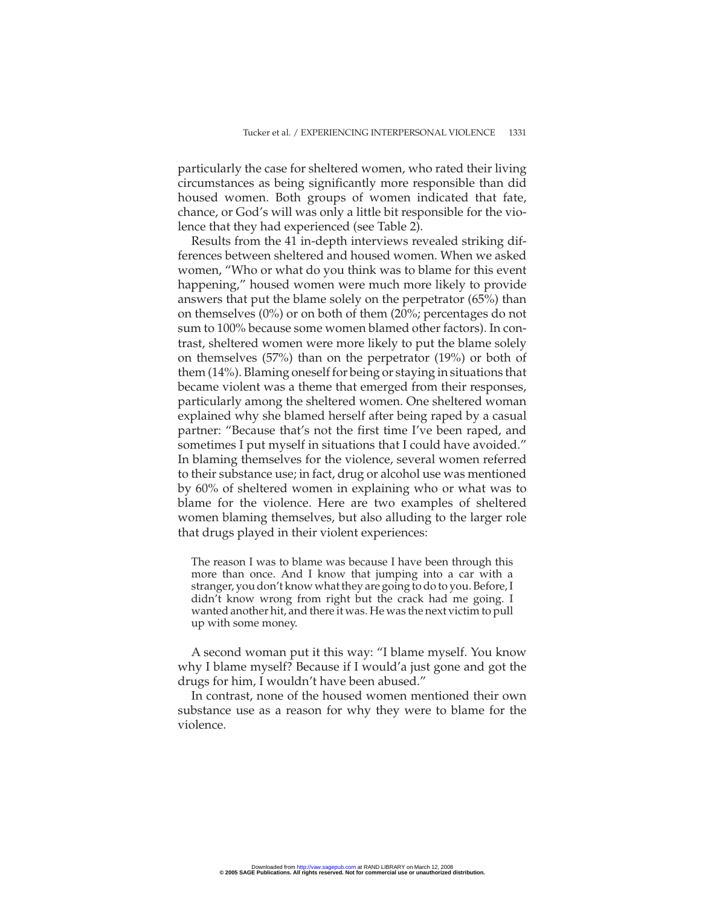particularly the case for sheltered women, who rated their living circumstances as being significantly more responsible than did housed women. Both groups of women indicated that fate, chance, or God's will was only a little bit responsible for the violence that they had experienced (see Table 2).

Results from the 41 in-depth interviews revealed striking differences between sheltered and housed women. When we asked women, "Who or what do you think was to blame for this event happening," housed women were much more likely to provide answers that put the blame solely on the perpetrator (65%) than on themselves (0%) or on both of them (20%; percentages do not sum to 100% because some women blamed other factors). In contrast, sheltered women were more likely to put the blame solely on themselves (57%) than on the perpetrator (19%) or both of them (14%). Blaming oneself for being or staying in situations that became violent was a theme that emerged from their responses, particularly among the sheltered women. One sheltered woman explained why she blamed herself after being raped by a casual partner: "Because that's not the first time I've been raped, and sometimes I put myself in situations that I could have avoided." In blaming themselves for the violence, several women referred to their substance use; in fact, drug or alcohol use was mentioned by 60% of sheltered women in explaining who or what was to blame for the violence. Here are two examples of sheltered women blaming themselves, but also alluding to the larger role that drugs played in their violent experiences:

> The reason I was to blame was because I have been through this more than once. And I know that jumping into a car with a stranger, you don't know what they are going to do to you. Before, I didn't know wrong from right but the crack had me going. I wanted another hit, and there it was. He was the next victim to pull up with some money.

A second woman put it this way: "I blame myself. You know why I blame myself? Because if I would'a just gone and got the drugs for him, I wouldn't have been abused."

In contrast, none of the housed women mentioned their own substance use as a reason for why they were to blame for the violence.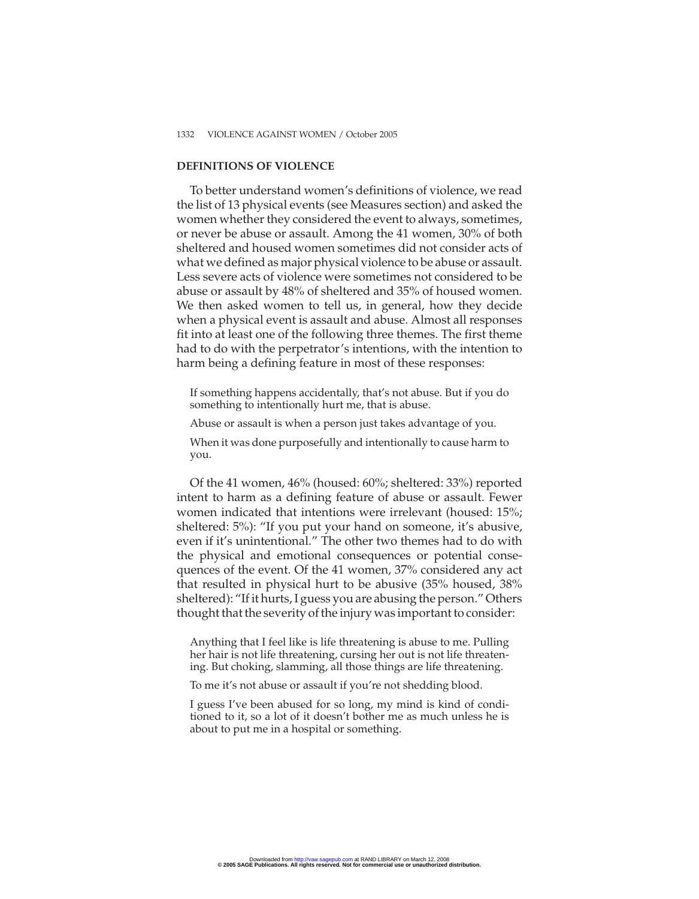## DEFINITIONS OF VIOLENCE

To better understand women's definitions of violence, we read the list of 13 physical events (see Measures section) and asked the women whether they considered the event to always, sometimes, or never be abuse or assault. Among the 41 women, 30% of both sheltered and housed women sometimes did not consider acts of what we defined as major physical violence to be abuse or assault. Less severe acts of violence were sometimes not considered to be abuse or assault by 48% of sheltered and 35% of housed women. We then asked women to tell us, in general, how they decide when a physical event is assault and abuse. Almost all responses fit into at least one of the following three themes. The first theme had to do with the perpetrator's intentions, with the intention to harm being a defining feature in most of these responses:

> If something happens accidentally, that's not abuse. But if you do something to intentionally hurt me, that is abuse.
>
> Abuse or assault is when a person just takes advantage of you.
>
> When it was done purposefully and intentionally to cause harm to you.

Of the 41 women, 46% (housed: 60%; sheltered: 33%) reported intent to harm as a defining feature of abuse or assault. Fewer women indicated that intentions were irrelevant (housed: 15%; sheltered: 5%): "If you put your hand on someone, it's abusive, even if it's unintentional." The other two themes had to do with the physical and emotional consequences or potential consequences of the event. Of the 41 women, 37% considered any act that resulted in physical hurt to be abusive (35% housed, 38% sheltered): "If it hurts, I guess you are abusing the person." Others thought that the severity of the injury was important to consider:

> Anything that I feel like is life threatening is abuse to me. Pulling her hair is not life threatening, cursing her out is not life threatening. But choking, slamming, all those things are life threatening.
>
> To me it's not abuse or assault if you're not shedding blood.
>
> I guess I've been abused for so long, my mind is kind of conditioned to it, so a lot of it doesn't bother me as much unless he is about to put me in a hospital or something.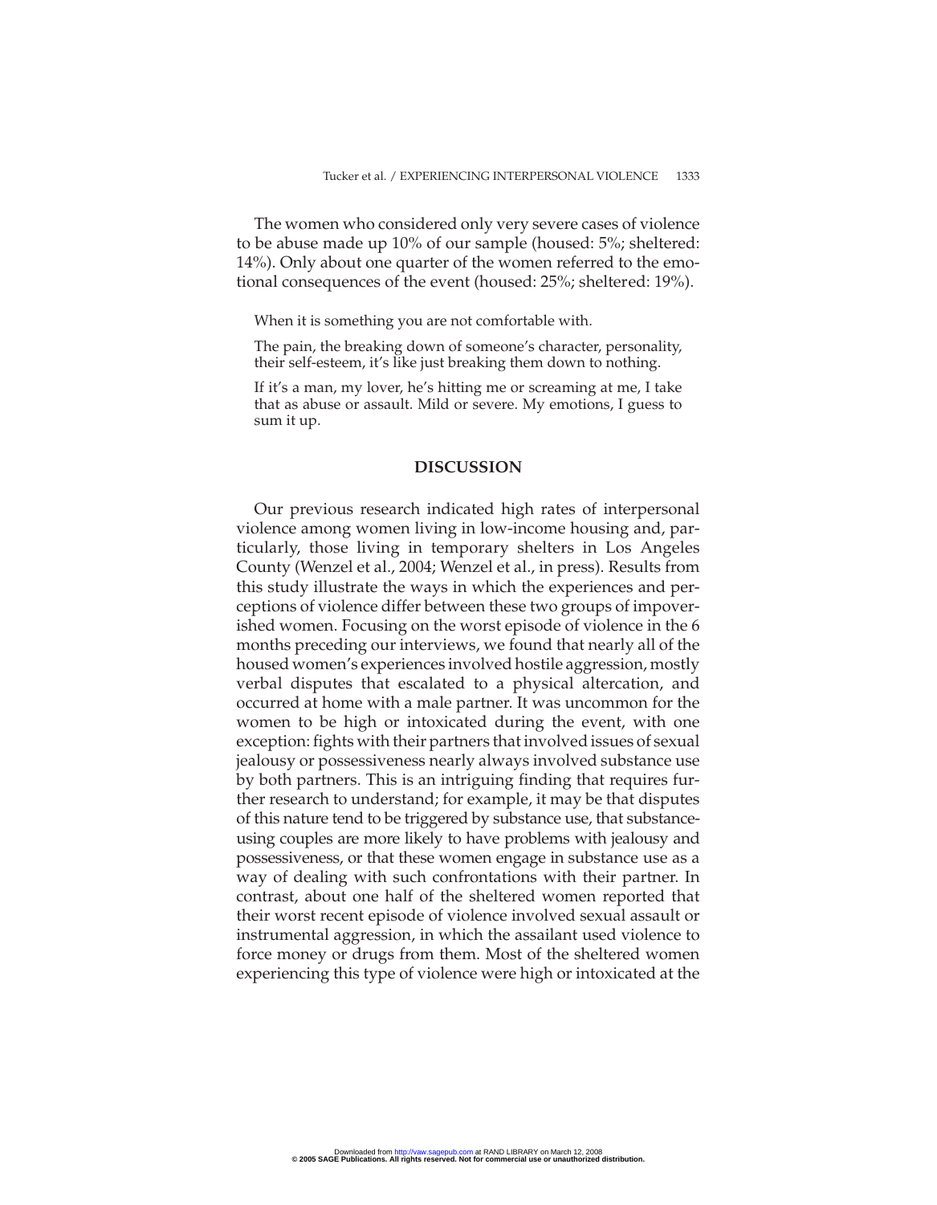The women who considered only very severe cases of violence to be abuse made up 10% of our sample (housed: 5%; sheltered: 14%). Only about one quarter of the women referred to the emotional consequences of the event (housed: 25%; sheltered: 19%).

> When it is something you are not comfortable with.
>
> The pain, the breaking down of someone's character, personality, their self-esteem, it's like just breaking them down to nothing.
>
> If it's a man, my lover, he's hitting me or screaming at me, I take that as abuse or assault. Mild or severe. My emotions, I guess to sum it up.

## DISCUSSION

Our previous research indicated high rates of interpersonal violence among women living in low-income housing and, particularly, those living in temporary shelters in Los Angeles County (Wenzel et al., 2004; Wenzel et al., in press). Results from this study illustrate the ways in which the experiences and perceptions of violence differ between these two groups of impoverished women. Focusing on the worst episode of violence in the 6 months preceding our interviews, we found that nearly all of the housed women's experiences involved hostile aggression, mostly verbal disputes that escalated to a physical altercation, and occurred at home with a male partner. It was uncommon for the women to be high or intoxicated during the event, with one exception: fights with their partners that involved issues of sexual jealousy or possessiveness nearly always involved substance use by both partners. This is an intriguing finding that requires further research to understand; for example, it may be that disputes of this nature tend to be triggered by substance use, that substance-using couples are more likely to have problems with jealousy and possessiveness, or that these women engage in substance use as a way of dealing with such confrontations with their partner. In contrast, about one half of the sheltered women reported that their worst recent episode of violence involved sexual assault or instrumental aggression, in which the assailant used violence to force money or drugs from them. Most of the sheltered women experiencing this type of violence were high or intoxicated at the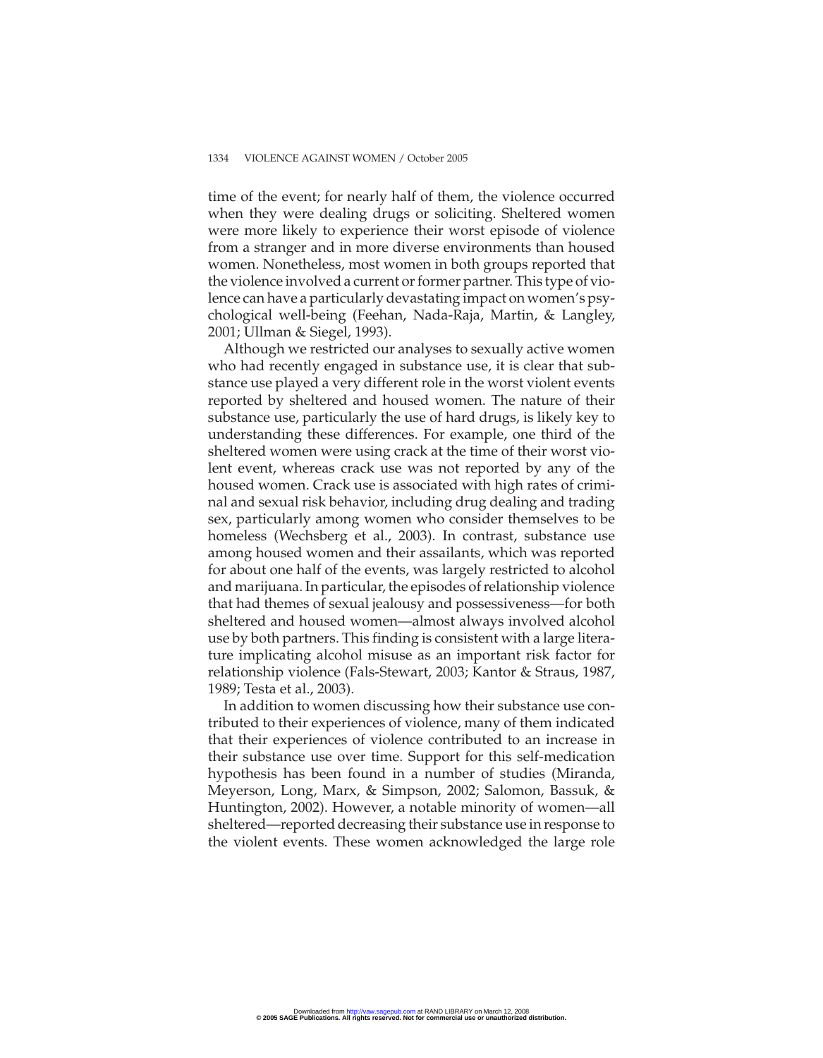time of the event; for nearly half of them, the violence occurred when they were dealing drugs or soliciting. Sheltered women were more likely to experience their worst episode of violence from a stranger and in more diverse environments than housed women. Nonetheless, most women in both groups reported that the violence involved a current or former partner. This type of violence can have a particularly devastating impact on women's psychological well-being (Feehan, Nada-Raja, Martin, & Langley, 2001; Ullman & Siegel, 1993).

Although we restricted our analyses to sexually active women who had recently engaged in substance use, it is clear that substance use played a very different role in the worst violent events reported by sheltered and housed women. The nature of their substance use, particularly the use of hard drugs, is likely key to understanding these differences. For example, one third of the sheltered women were using crack at the time of their worst violent event, whereas crack use was not reported by any of the housed women. Crack use is associated with high rates of criminal and sexual risk behavior, including drug dealing and trading sex, particularly among women who consider themselves to be homeless (Wechsberg et al., 2003). In contrast, substance use among housed women and their assailants, which was reported for about one half of the events, was largely restricted to alcohol and marijuana. In particular, the episodes of relationship violence that had themes of sexual jealousy and possessiveness—for both sheltered and housed women—almost always involved alcohol use by both partners. This finding is consistent with a large literature implicating alcohol misuse as an important risk factor for relationship violence (Fals-Stewart, 2003; Kantor & Straus, 1987, 1989; Testa et al., 2003).

In addition to women discussing how their substance use contributed to their experiences of violence, many of them indicated that their experiences of violence contributed to an increase in their substance use over time. Support for this self-medication hypothesis has been found in a number of studies (Miranda, Meyerson, Long, Marx, & Simpson, 2002; Salomon, Bassuk, & Huntington, 2002). However, a notable minority of women—all sheltered—reported decreasing their substance use in response to the violent events. These women acknowledged the large role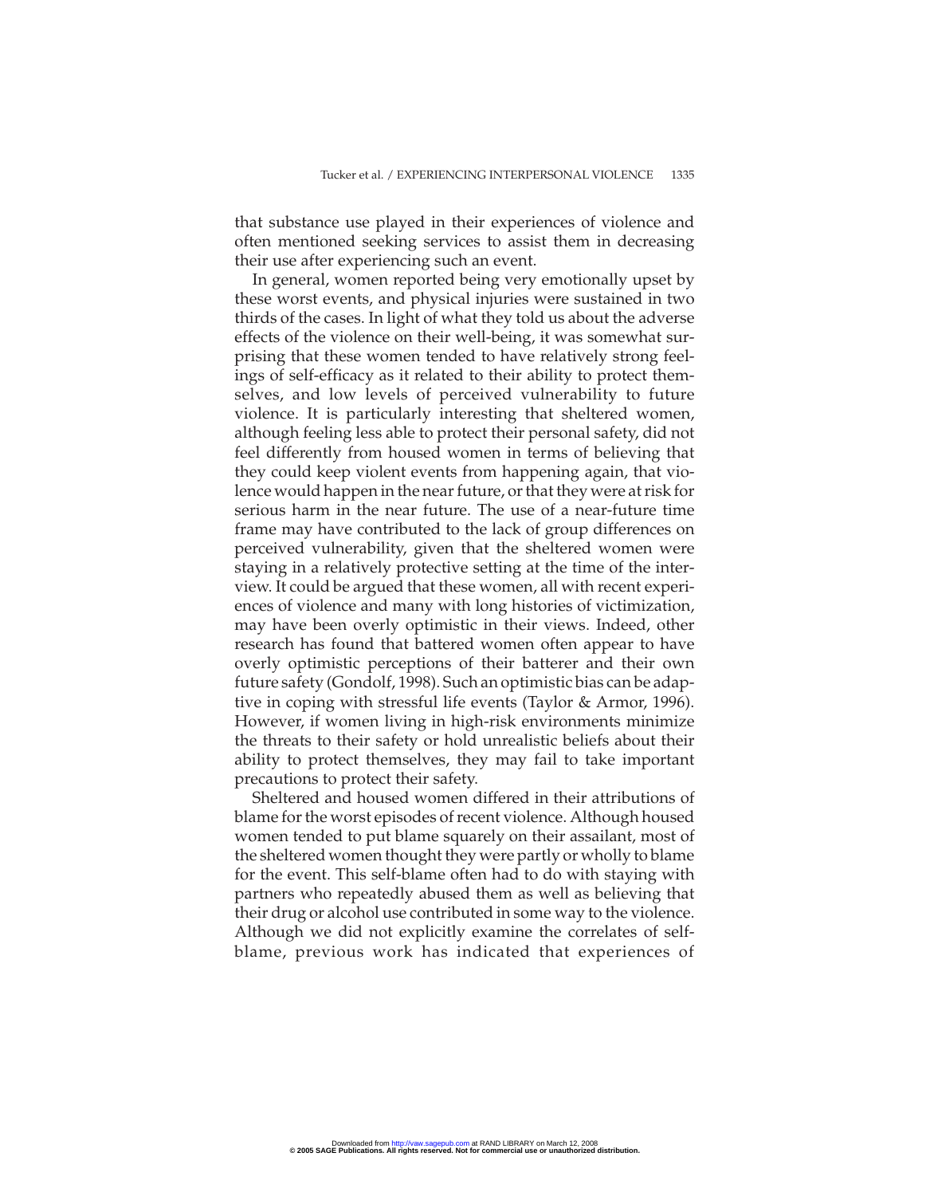that substance use played in their experiences of violence and often mentioned seeking services to assist them in decreasing their use after experiencing such an event.

In general, women reported being very emotionally upset by these worst events, and physical injuries were sustained in two thirds of the cases. In light of what they told us about the adverse effects of the violence on their well-being, it was somewhat surprising that these women tended to have relatively strong feelings of self-efficacy as it related to their ability to protect themselves, and low levels of perceived vulnerability to future violence. It is particularly interesting that sheltered women, although feeling less able to protect their personal safety, did not feel differently from housed women in terms of believing that they could keep violent events from happening again, that violence would happen in the near future, or that they were at risk for serious harm in the near future. The use of a near-future time frame may have contributed to the lack of group differences on perceived vulnerability, given that the sheltered women were staying in a relatively protective setting at the time of the interview. It could be argued that these women, all with recent experiences of violence and many with long histories of victimization, may have been overly optimistic in their views. Indeed, other research has found that battered women often appear to have overly optimistic perceptions of their batterer and their own future safety (Gondolf, 1998). Such an optimistic bias can be adaptive in coping with stressful life events (Taylor & Armor, 1996). However, if women living in high-risk environments minimize the threats to their safety or hold unrealistic beliefs about their ability to protect themselves, they may fail to take important precautions to protect their safety.

Sheltered and housed women differed in their attributions of blame for the worst episodes of recent violence. Although housed women tended to put blame squarely on their assailant, most of the sheltered women thought they were partly or wholly to blame for the event. This self-blame often had to do with staying with partners who repeatedly abused them as well as believing that their drug or alcohol use contributed in some way to the violence. Although we did not explicitly examine the correlates of self-blame, previous work has indicated that experiences of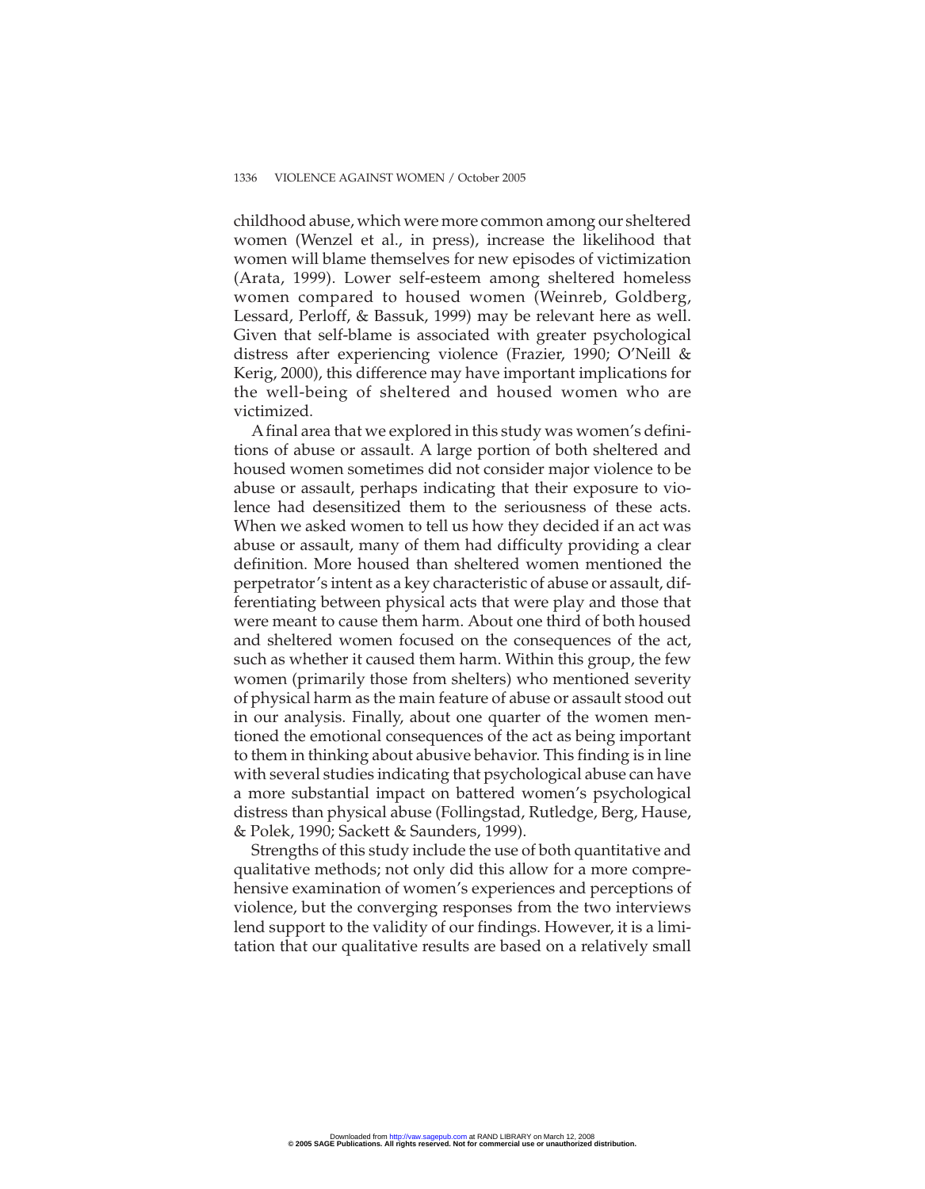childhood abuse, which were more common among our sheltered women (Wenzel et al., in press), increase the likelihood that women will blame themselves for new episodes of victimization (Arata, 1999). Lower self-esteem among sheltered homeless women compared to housed women (Weinreb, Goldberg, Lessard, Perloff, & Bassuk, 1999) may be relevant here as well. Given that self-blame is associated with greater psychological distress after experiencing violence (Frazier, 1990; O'Neill & Kerig, 2000), this difference may have important implications for the well-being of sheltered and housed women who are victimized.

A final area that we explored in this study was women's definitions of abuse or assault. A large portion of both sheltered and housed women sometimes did not consider major violence to be abuse or assault, perhaps indicating that their exposure to violence had desensitized them to the seriousness of these acts. When we asked women to tell us how they decided if an act was abuse or assault, many of them had difficulty providing a clear definition. More housed than sheltered women mentioned the perpetrator's intent as a key characteristic of abuse or assault, differentiating between physical acts that were play and those that were meant to cause them harm. About one third of both housed and sheltered women focused on the consequences of the act, such as whether it caused them harm. Within this group, the few women (primarily those from shelters) who mentioned severity of physical harm as the main feature of abuse or assault stood out in our analysis. Finally, about one quarter of the women mentioned the emotional consequences of the act as being important to them in thinking about abusive behavior. This finding is in line with several studies indicating that psychological abuse can have a more substantial impact on battered women's psychological distress than physical abuse (Follingstad, Rutledge, Berg, Hause, & Polek, 1990; Sackett & Saunders, 1999).

Strengths of this study include the use of both quantitative and qualitative methods; not only did this allow for a more comprehensive examination of women's experiences and perceptions of violence, but the converging responses from the two interviews lend support to the validity of our findings. However, it is a limitation that our qualitative results are based on a relatively small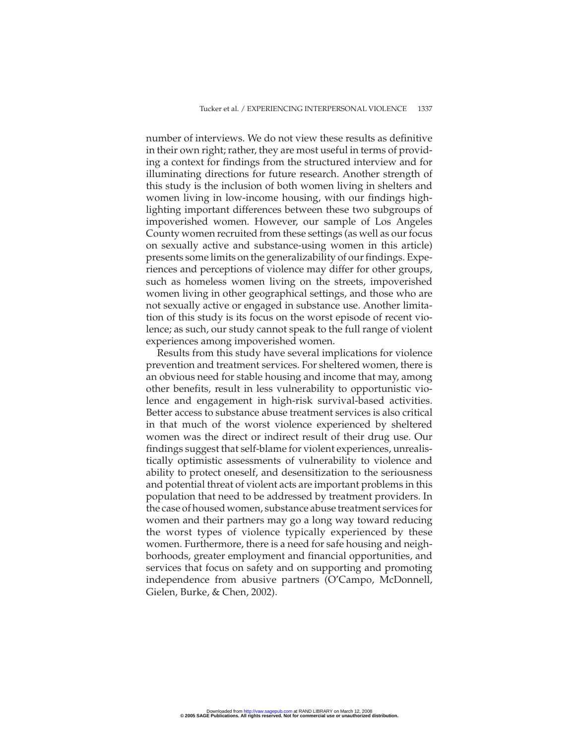number of interviews. We do not view these results as definitive in their own right; rather, they are most useful in terms of providing a context for findings from the structured interview and for illuminating directions for future research. Another strength of this study is the inclusion of both women living in shelters and women living in low-income housing, with our findings highlighting important differences between these two subgroups of impoverished women. However, our sample of Los Angeles County women recruited from these settings (as well as our focus on sexually active and substance-using women in this article) presents some limits on the generalizability of our findings. Experiences and perceptions of violence may differ for other groups, such as homeless women living on the streets, impoverished women living in other geographical settings, and those who are not sexually active or engaged in substance use. Another limitation of this study is its focus on the worst episode of recent violence; as such, our study cannot speak to the full range of violent experiences among impoverished women.

Results from this study have several implications for violence prevention and treatment services. For sheltered women, there is an obvious need for stable housing and income that may, among other benefits, result in less vulnerability to opportunistic violence and engagement in high-risk survival-based activities. Better access to substance abuse treatment services is also critical in that much of the worst violence experienced by sheltered women was the direct or indirect result of their drug use. Our findings suggest that self-blame for violent experiences, unrealistically optimistic assessments of vulnerability to violence and ability to protect oneself, and desensitization to the seriousness and potential threat of violent acts are important problems in this population that need to be addressed by treatment providers. In the case of housed women, substance abuse treatment services for women and their partners may go a long way toward reducing the worst types of violence typically experienced by these women. Furthermore, there is a need for safe housing and neighborhoods, greater employment and financial opportunities, and services that focus on safety and on supporting and promoting independence from abusive partners (O'Campo, McDonnell, Gielen, Burke, & Chen, 2002).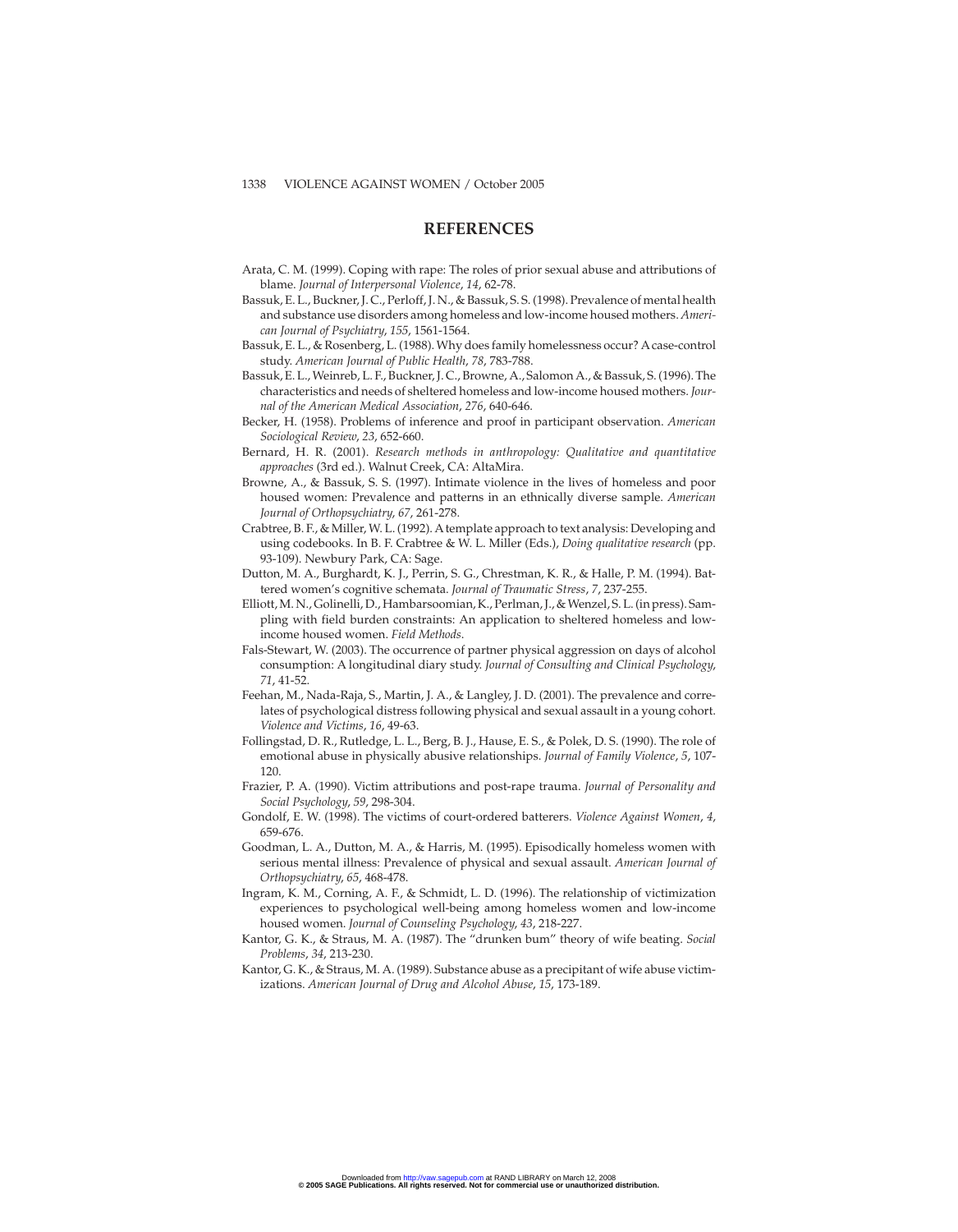## REFERENCES

Arata, C. M. (1999). Coping with rape: The roles of prior sexual abuse and attributions of blame. *Journal of Interpersonal Violence*, *14*, 62-78.

Bassuk, E. L., Buckner, J. C., Perloff, J. N., & Bassuk, S. S. (1998). Prevalence of mental health and substance use disorders among homeless and low-income housed mothers. *American Journal of Psychiatry*, *155*, 1561-1564.

Bassuk, E. L., & Rosenberg, L. (1988). Why does family homelessness occur? A case-control study. *American Journal of Public Health*, *78*, 783-788.

Bassuk, E. L., Weinreb, L. F., Buckner, J. C., Browne, A., Salomon A., & Bassuk, S. (1996). The characteristics and needs of sheltered homeless and low-income housed mothers. *Journal of the American Medical Association*, *276*, 640-646.

Becker, H. (1958). Problems of inference and proof in participant observation. *American Sociological Review*, *23*, 652-660.

Bernard, H. R. (2001). *Research methods in anthropology: Qualitative and quantitative approaches* (3rd ed.). Walnut Creek, CA: AltaMira.

Browne, A., & Bassuk, S. S. (1997). Intimate violence in the lives of homeless and poor housed women: Prevalence and patterns in an ethnically diverse sample. *American Journal of Orthopsychiatry*, *67*, 261-278.

Crabtree, B. F., & Miller, W. L. (1992). A template approach to text analysis: Developing and using codebooks. In B. F. Crabtree & W. L. Miller (Eds.), *Doing qualitative research* (pp. 93-109). Newbury Park, CA: Sage.

Dutton, M. A., Burghardt, K. J., Perrin, S. G., Chrestman, K. R., & Halle, P. M. (1994). Battered women's cognitive schemata. *Journal of Traumatic Stress*, *7*, 237-255.

Elliott, M. N., Golinelli, D., Hambarsoomian, K., Perlman, J., & Wenzel, S. L. (in press). Sampling with field burden constraints: An application to sheltered homeless and low-income housed women. *Field Methods*.

Fals-Stewart, W. (2003). The occurrence of partner physical aggression on days of alcohol consumption: A longitudinal diary study. *Journal of Consulting and Clinical Psychology*, *71*, 41-52.

Feehan, M., Nada-Raja, S., Martin, J. A., & Langley, J. D. (2001). The prevalence and correlates of psychological distress following physical and sexual assault in a young cohort. *Violence and Victims*, *16*, 49-63.

Follingstad, D. R., Rutledge, L. L., Berg, B. J., Hause, E. S., & Polek, D. S. (1990). The role of emotional abuse in physically abusive relationships. *Journal of Family Violence*, *5*, 107-120.

Frazier, P. A. (1990). Victim attributions and post-rape trauma. *Journal of Personality and Social Psychology*, *59*, 298-304.

Gondolf, E. W. (1998). The victims of court-ordered batterers. *Violence Against Women*, *4*, 659-676.

Goodman, L. A., Dutton, M. A., & Harris, M. (1995). Episodically homeless women with serious mental illness: Prevalence of physical and sexual assault. *American Journal of Orthopsychiatry*, *65*, 468-478.

Ingram, K. M., Corning, A. F., & Schmidt, L. D. (1996). The relationship of victimization experiences to psychological well-being among homeless women and low-income housed women. *Journal of Counseling Psychology*, *43*, 218-227.

Kantor, G. K., & Straus, M. A. (1987). The "drunken bum" theory of wife beating. *Social Problems*, *34*, 213-230.

Kantor, G. K., & Straus, M. A. (1989). Substance abuse as a precipitant of wife abuse victimizations. *American Journal of Drug and Alcohol Abuse*, *15*, 173-189.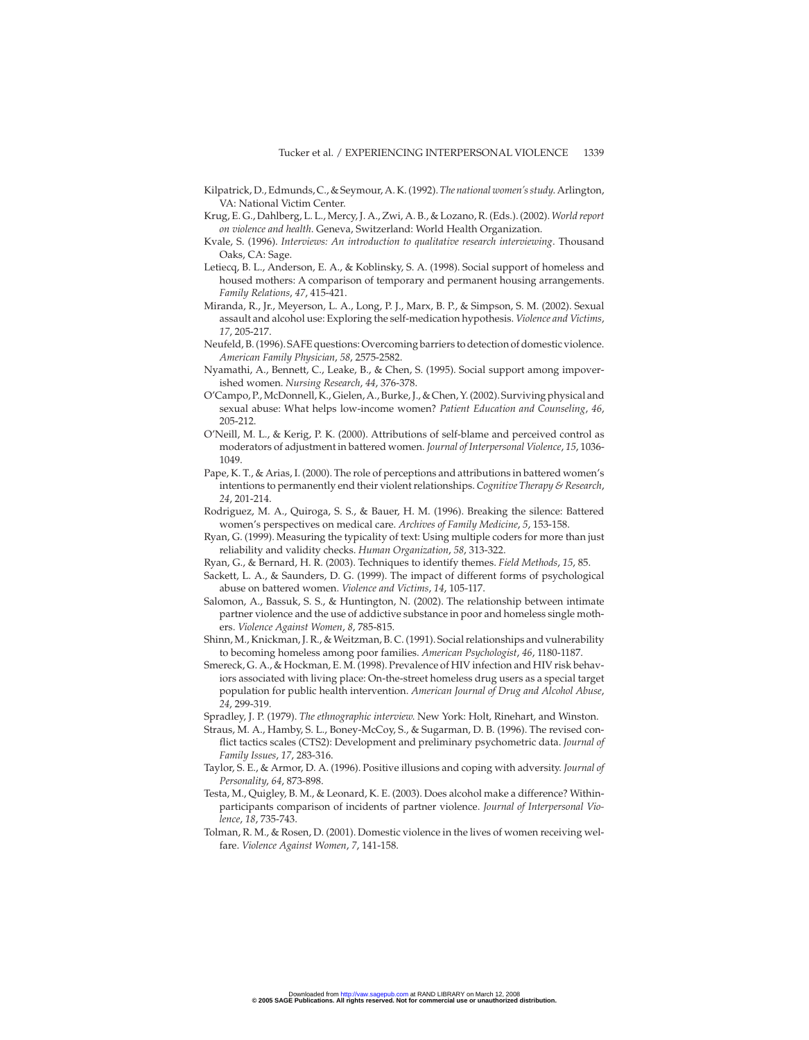Kilpatrick, D., Edmunds, C., & Seymour, A. K. (1992). *The national women's study.* Arlington, VA: National Victim Center.

Krug, E. G., Dahlberg, L. L., Mercy, J. A., Zwi, A. B., & Lozano, R. (Eds.). (2002). *World report on violence and health.* Geneva, Switzerland: World Health Organization.

Kvale, S. (1996). *Interviews: An introduction to qualitative research interviewing*. Thousand Oaks, CA: Sage.

Letiecq, B. L., Anderson, E. A., & Koblinsky, S. A. (1998). Social support of homeless and housed mothers: A comparison of temporary and permanent housing arrangements. *Family Relations*, *47*, 415-421.

Miranda, R., Jr., Meyerson, L. A., Long, P. J., Marx, B. P., & Simpson, S. M. (2002). Sexual assault and alcohol use: Exploring the self-medication hypothesis. *Violence and Victims*, *17*, 205-217.

Neufeld, B. (1996). SAFE questions: Overcoming barriers to detection of domestic violence. *American Family Physician*, *58*, 2575-2582.

Nyamathi, A., Bennett, C., Leake, B., & Chen, S. (1995). Social support among impoverished women. *Nursing Research*, *44*, 376-378.

O'Campo, P., McDonnell, K., Gielen, A., Burke, J., & Chen, Y. (2002). Surviving physical and sexual abuse: What helps low-income women? *Patient Education and Counseling*, *46*, 205-212.

O'Neill, M. L., & Kerig, P. K. (2000). Attributions of self-blame and perceived control as moderators of adjustment in battered women. *Journal of Interpersonal Violence*, *15*, 1036-1049.

Pape, K. T., & Arias, I. (2000). The role of perceptions and attributions in battered women's intentions to permanently end their violent relationships. *Cognitive Therapy & Research*, *24*, 201-214.

Rodriguez, M. A., Quiroga, S. S., & Bauer, H. M. (1996). Breaking the silence: Battered women's perspectives on medical care. *Archives of Family Medicine*, *5*, 153-158.

Ryan, G. (1999). Measuring the typicality of text: Using multiple coders for more than just reliability and validity checks. *Human Organization*, *58*, 313-322.

Ryan, G., & Bernard, H. R. (2003). Techniques to identify themes. *Field Methods*, *15*, 85.

Sackett, L. A., & Saunders, D. G. (1999). The impact of different forms of psychological abuse on battered women. *Violence and Victims*, *14*, 105-117.

Salomon, A., Bassuk, S. S., & Huntington, N. (2002). The relationship between intimate partner violence and the use of addictive substance in poor and homeless single mothers. *Violence Against Women*, *8*, 785-815.

Shinn, M., Knickman, J. R., & Weitzman, B. C. (1991). Social relationships and vulnerability to becoming homeless among poor families. *American Psychologist*, *46*, 1180-1187.

Smereck, G. A., & Hockman, E. M. (1998). Prevalence of HIV infection and HIV risk behaviors associated with living place: On-the-street homeless drug users as a special target population for public health intervention. *American Journal of Drug and Alcohol Abuse*, *24*, 299-319.

Spradley, J. P. (1979). *The ethnographic interview.* New York: Holt, Rinehart, and Winston.

Straus, M. A., Hamby, S. L., Boney-McCoy, S., & Sugarman, D. B. (1996). The revised conflict tactics scales (CTS2): Development and preliminary psychometric data. *Journal of Family Issues*, *17*, 283-316.

Taylor, S. E., & Armor, D. A. (1996). Positive illusions and coping with adversity. *Journal of Personality*, *64*, 873-898.

Testa, M., Quigley, B. M., & Leonard, K. E. (2003). Does alcohol make a difference? Within-participants comparison of incidents of partner violence. *Journal of Interpersonal Violence*, *18*, 735-743.

Tolman, R. M., & Rosen, D. (2001). Domestic violence in the lives of women receiving welfare. *Violence Against Women*, *7*, 141-158.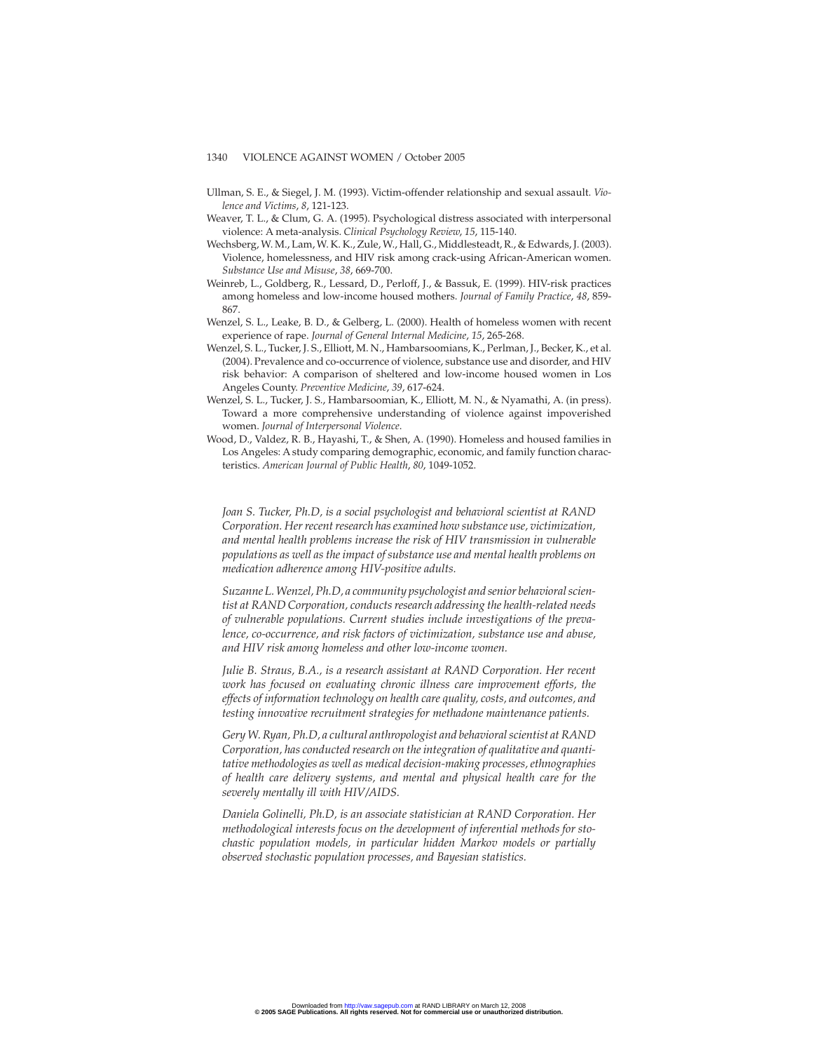Ullman, S. E., & Siegel, J. M. (1993). Victim-offender relationship and sexual assault. *Violence and Victims*, *8*, 121-123.

Weaver, T. L., & Clum, G. A. (1995). Psychological distress associated with interpersonal violence: A meta-analysis. *Clinical Psychology Review*, *15*, 115-140.

Wechsberg, W. M., Lam, W. K. K., Zule, W., Hall, G., Middlesteadt, R., & Edwards, J. (2003). Violence, homelessness, and HIV risk among crack-using African-American women. *Substance Use and Misuse*, *38*, 669-700.

Weinreb, L., Goldberg, R., Lessard, D., Perloff, J., & Bassuk, E. (1999). HIV-risk practices among homeless and low-income housed mothers. *Journal of Family Practice*, *48*, 859-867.

Wenzel, S. L., Leake, B. D., & Gelberg, L. (2000). Health of homeless women with recent experience of rape. *Journal of General Internal Medicine*, *15*, 265-268.

Wenzel, S. L., Tucker, J. S., Elliott, M. N., Hambarsoomians, K., Perlman, J., Becker, K., et al. (2004). Prevalence and co-occurrence of violence, substance use and disorder, and HIV risk behavior: A comparison of sheltered and low-income housed women in Los Angeles County. *Preventive Medicine*, *39*, 617-624.

Wenzel, S. L., Tucker, J. S., Hambarsoomian, K., Elliott, M. N., & Nyamathi, A. (in press). Toward a more comprehensive understanding of violence against impoverished women. *Journal of Interpersonal Violence*.

Wood, D., Valdez, R. B., Hayashi, T., & Shen, A. (1990). Homeless and housed families in Los Angeles: A study comparing demographic, economic, and family function characteristics. *American Journal of Public Health*, *80*, 1049-1052.

*Joan S. Tucker, Ph.D, is a social psychologist and behavioral scientist at RAND Corporation. Her recent research has examined how substance use, victimization, and mental health problems increase the risk of HIV transmission in vulnerable populations as well as the impact of substance use and mental health problems on medication adherence among HIV-positive adults.*

*Suzanne L. Wenzel, Ph.D, a community psychologist and senior behavioral scientist at RAND Corporation, conducts research addressing the health-related needs of vulnerable populations. Current studies include investigations of the prevalence, co-occurrence, and risk factors of victimization, substance use and abuse, and HIV risk among homeless and other low-income women.*

*Julie B. Straus, B.A., is a research assistant at RAND Corporation. Her recent work has focused on evaluating chronic illness care improvement efforts, the effects of information technology on health care quality, costs, and outcomes, and testing innovative recruitment strategies for methadone maintenance patients.*

*Gery W. Ryan, Ph.D, a cultural anthropologist and behavioral scientist at RAND Corporation, has conducted research on the integration of qualitative and quantitative methodologies as well as medical decision-making processes, ethnographies of health care delivery systems, and mental and physical health care for the severely mentally ill with HIV/AIDS.*

*Daniela Golinelli, Ph.D, is an associate statistician at RAND Corporation. Her methodological interests focus on the development of inferential methods for stochastic population models, in particular hidden Markov models or partially observed stochastic population processes, and Bayesian statistics.*